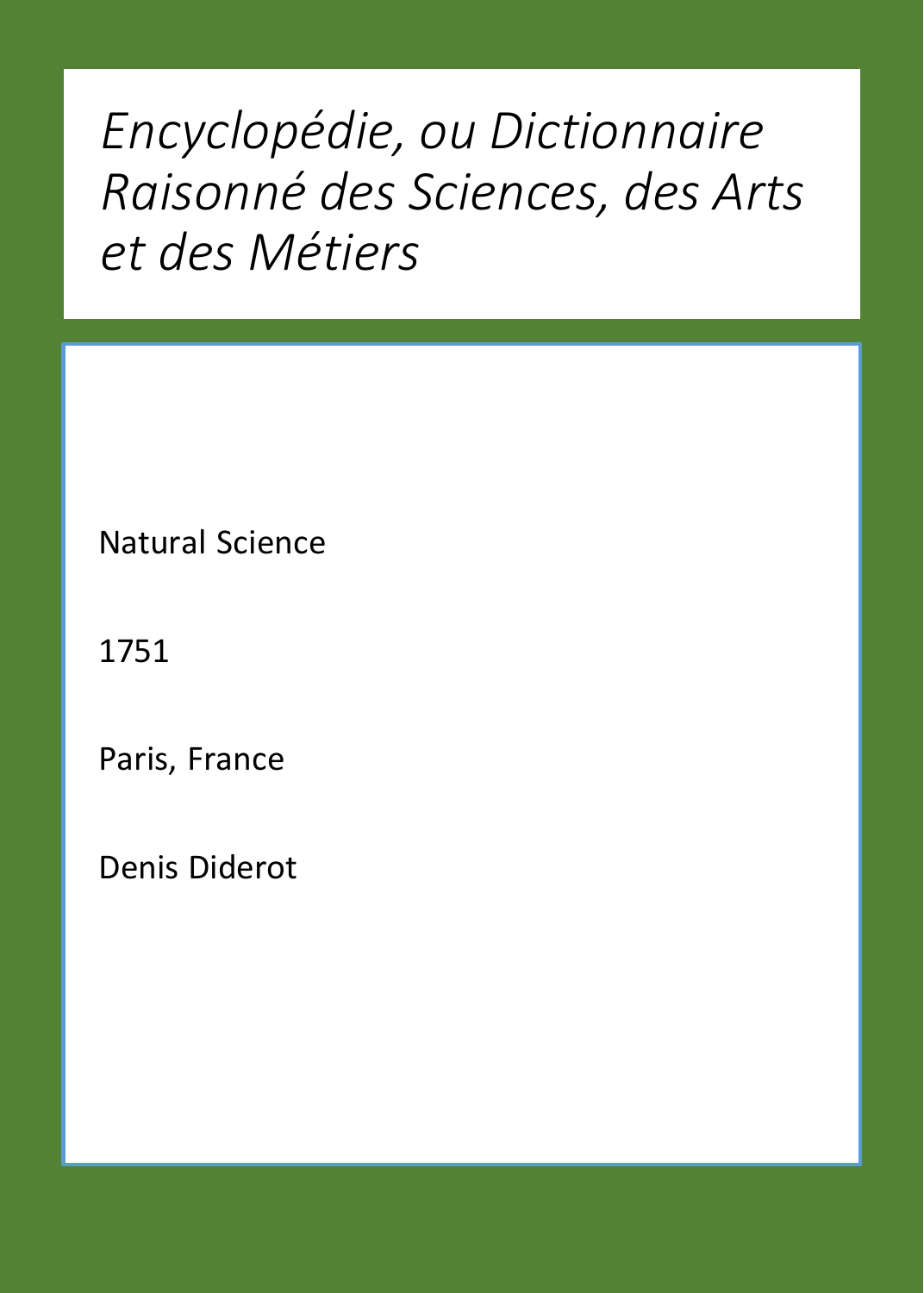# *Encyclopédie, ou Dictionnaire Raisonné des Sciences, des Arts et des Métiers*

Natural Science

1751

Paris, France

Denis Diderot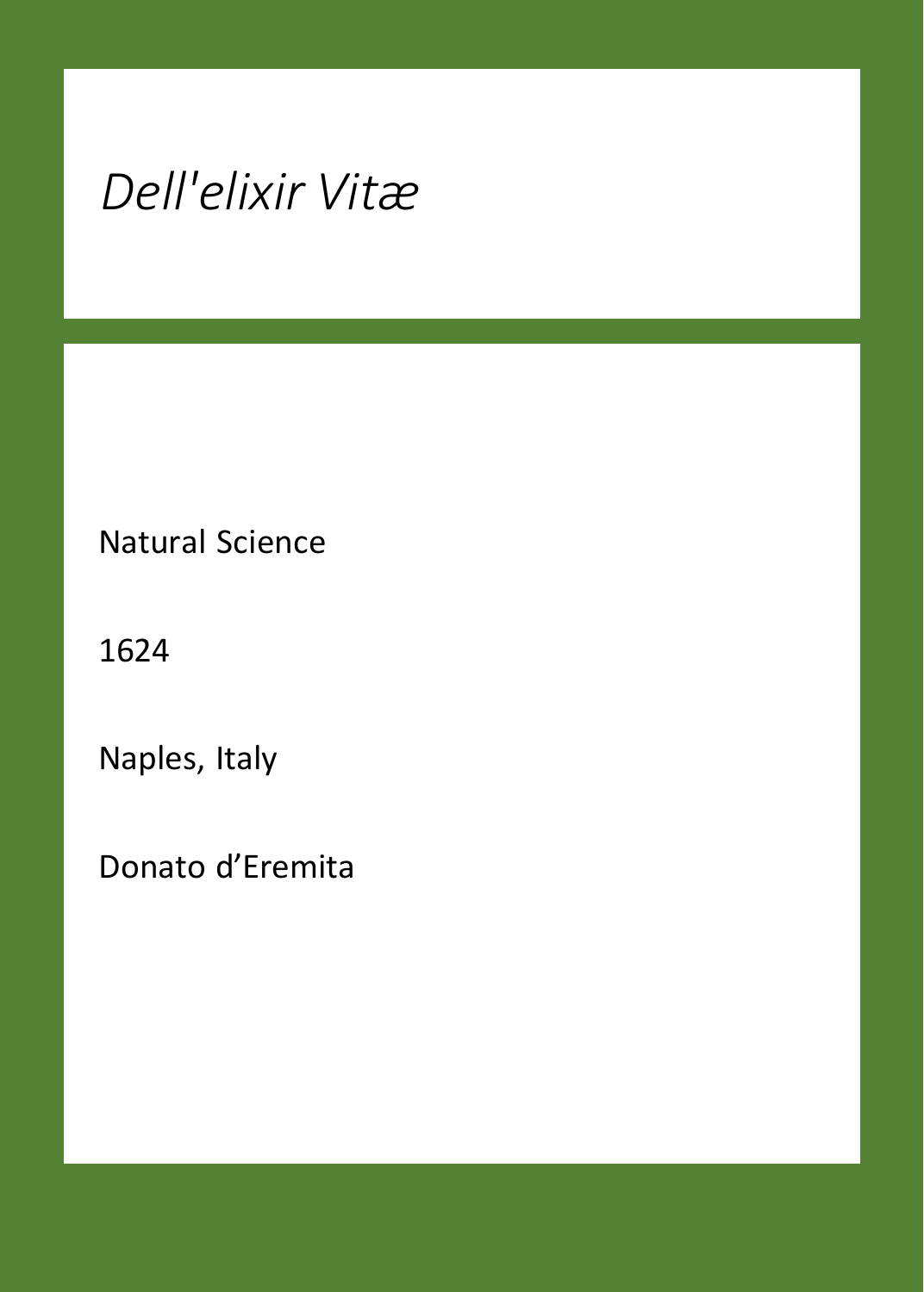# *Dell'elixir Vitæ*

Natural Science

1624

Naples, Italy

Donato d'Eremita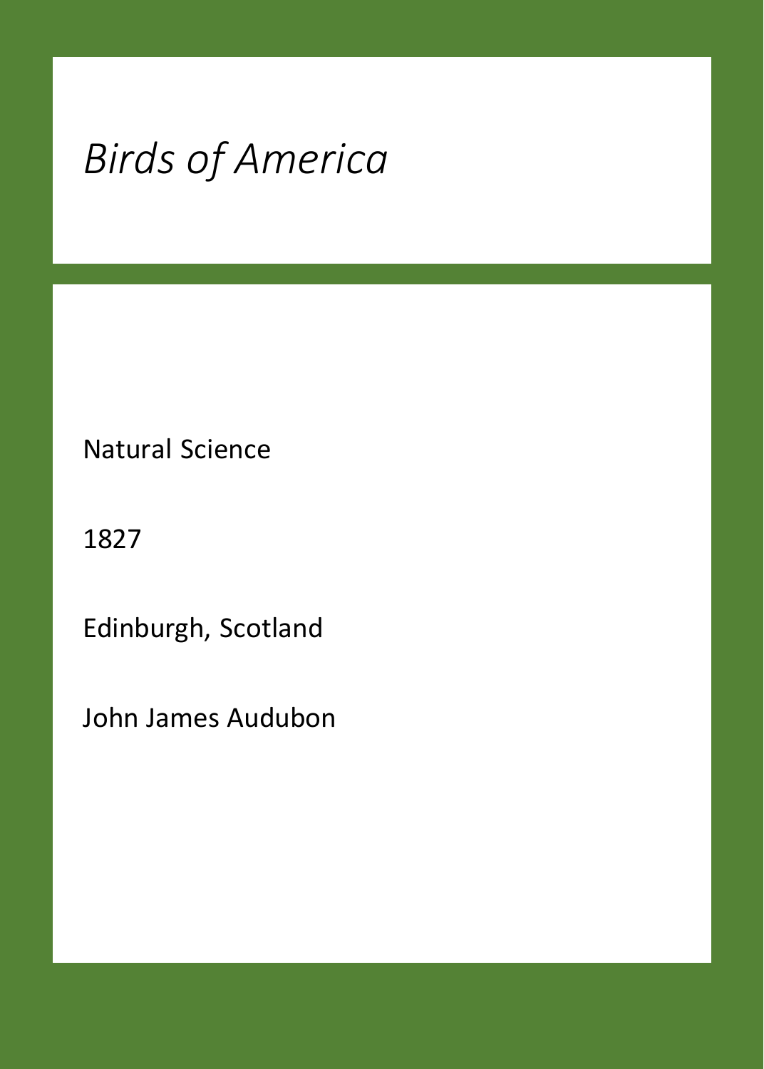# *Birds of America*

Natural Science

1827

Edinburgh, Scotland

John James Audubon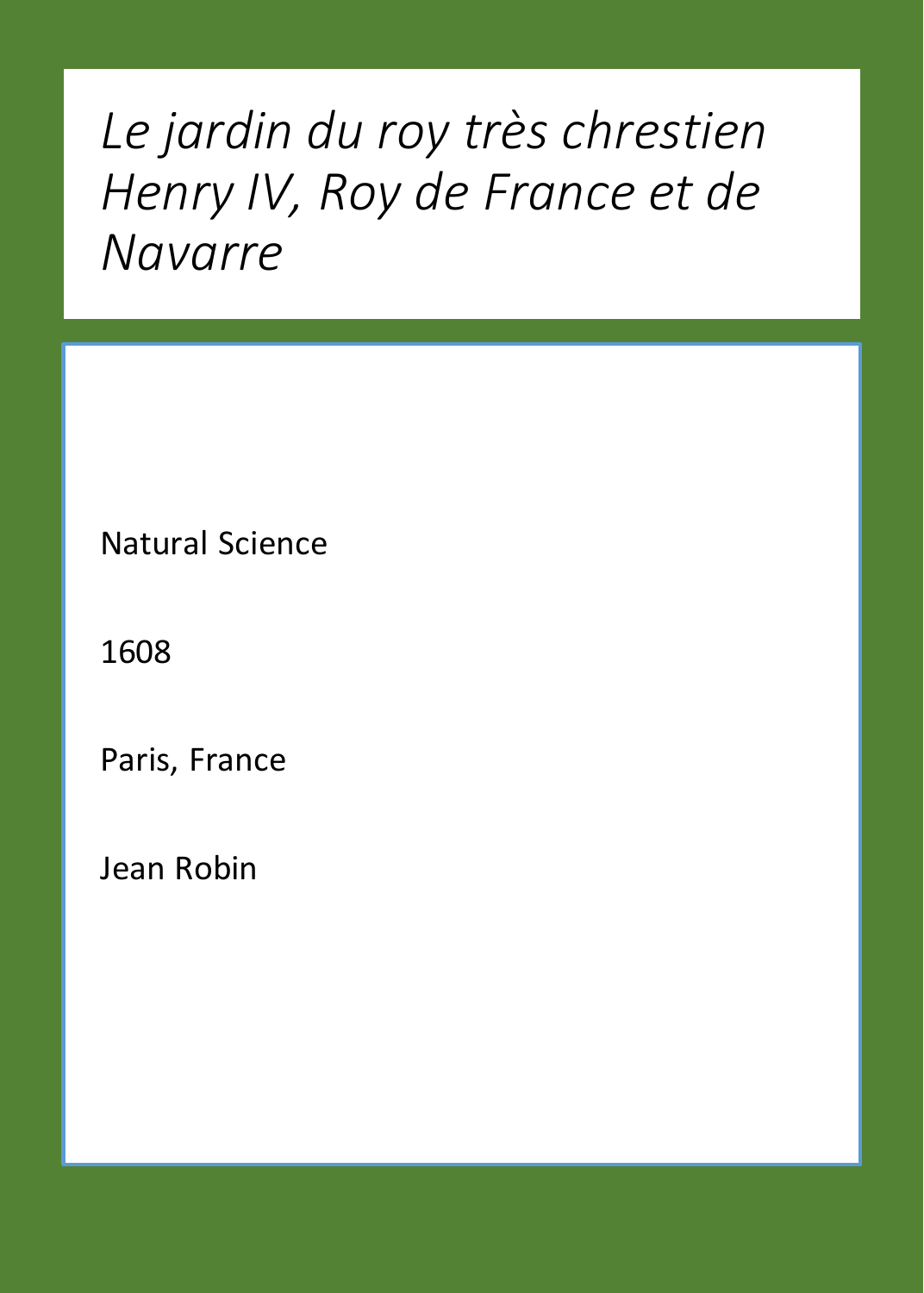# *Le jardin du roy très chrestien Henry IV, Roy de France et de Navarre*

Natural Science

1608

Paris, France

Jean Robin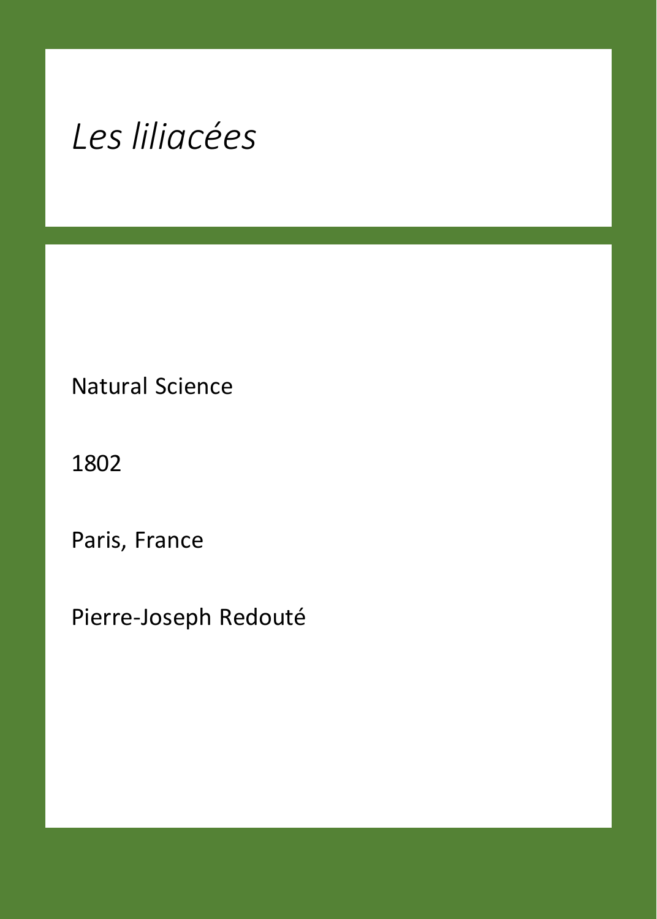# *Les liliacées*

Natural Science

1802

Paris, France

Pierre-Joseph Redouté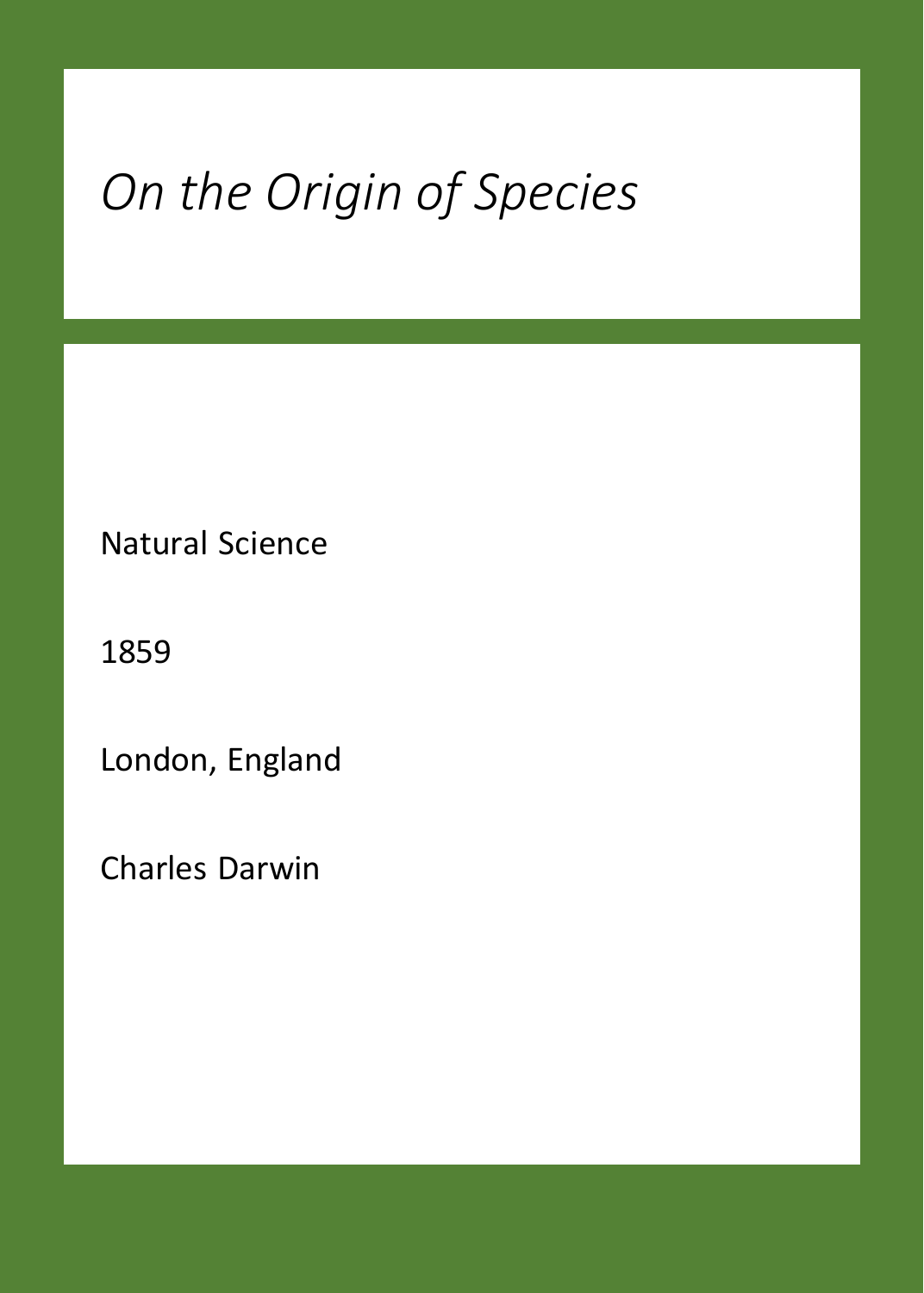# *On the Origin of Species*

Natural Science

1859

London, England

Charles Darwin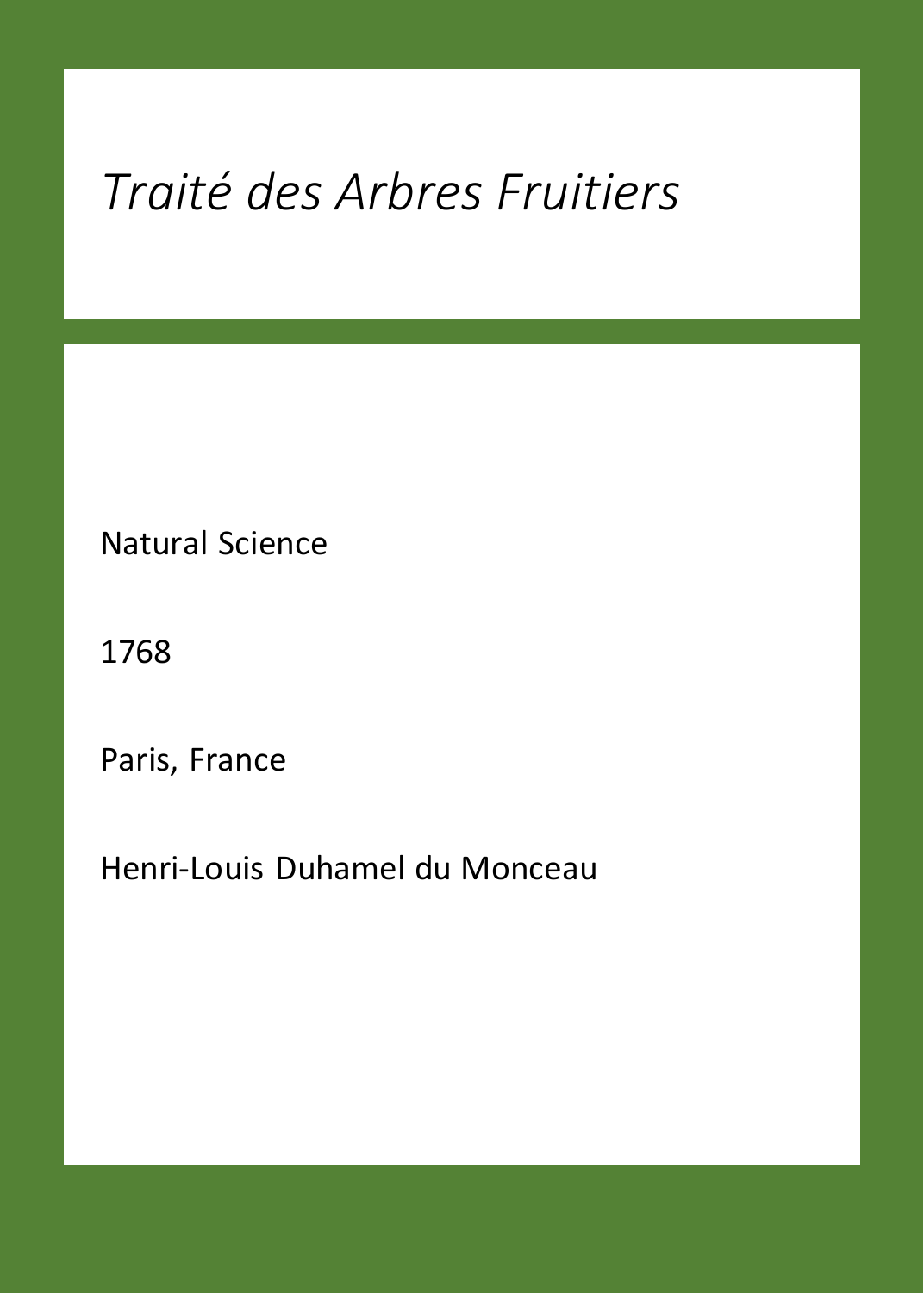# *Traité des Arbres Fruitiers*

Natural Science

1768

Paris, France

Henri-Louis Duhamel du Monceau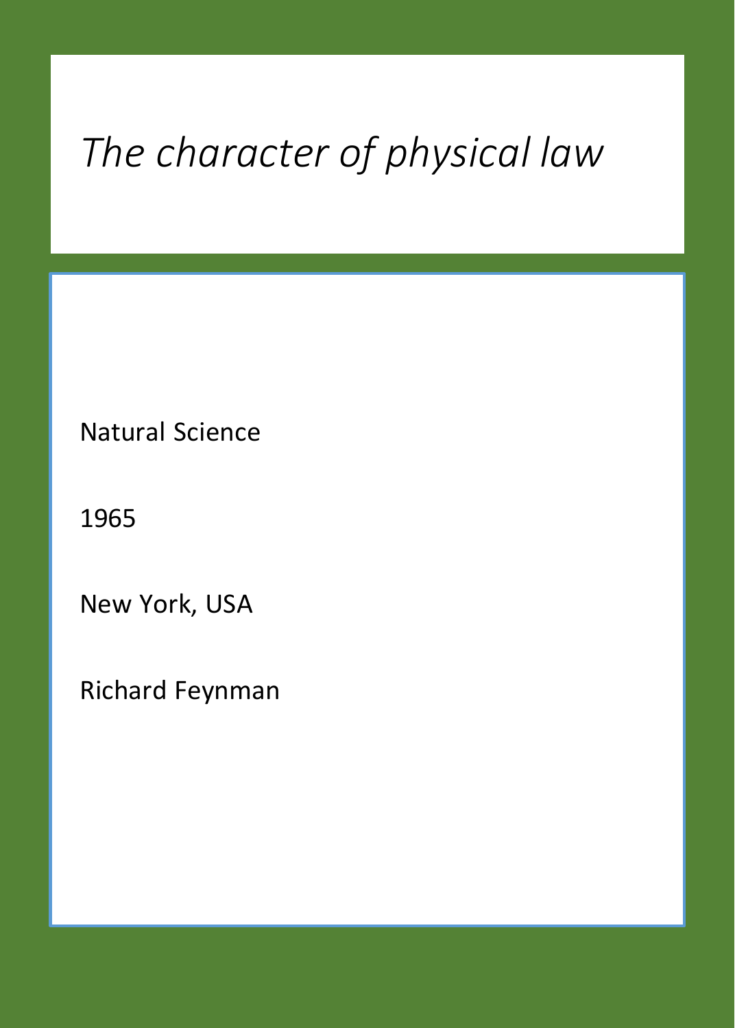# *The character of physical law*

Natural Science

1965

New York, USA

Richard Feynman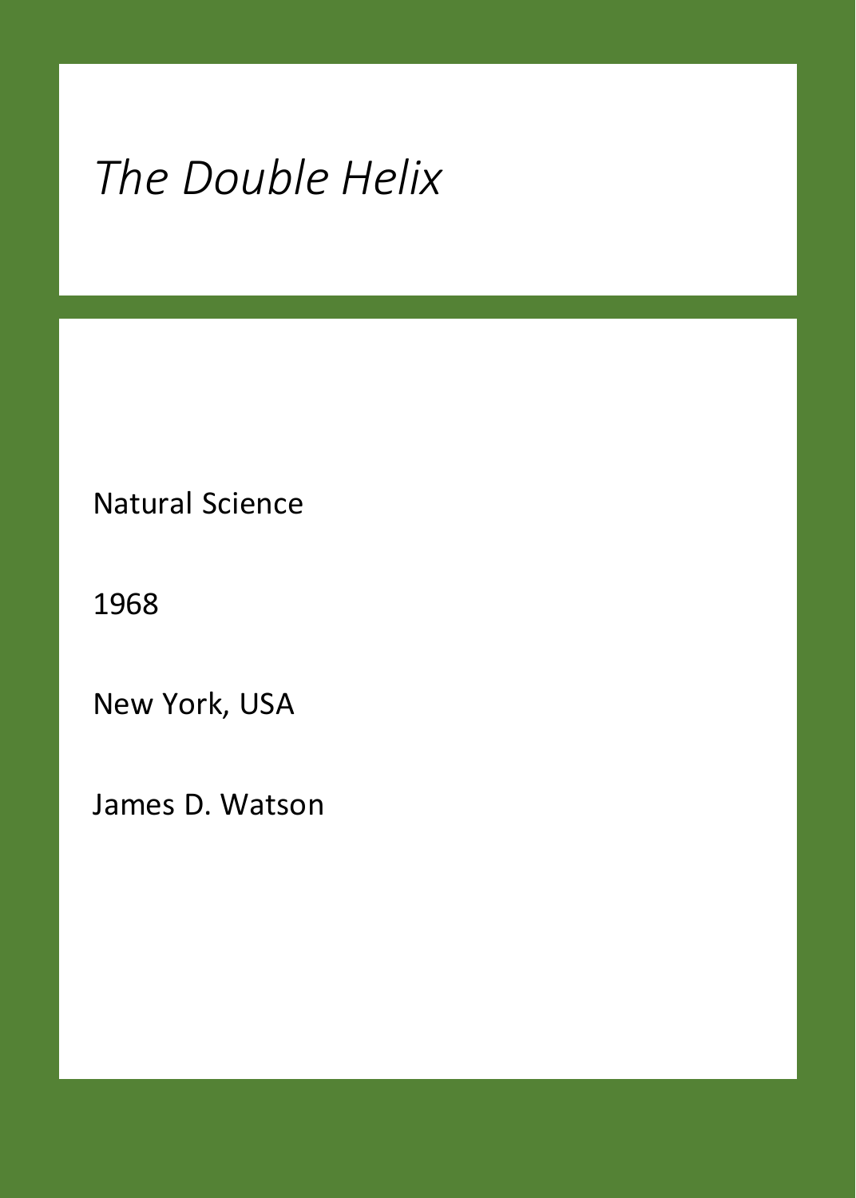# *The Double Helix*

Natural Science

1968

New York, USA

James D. Watson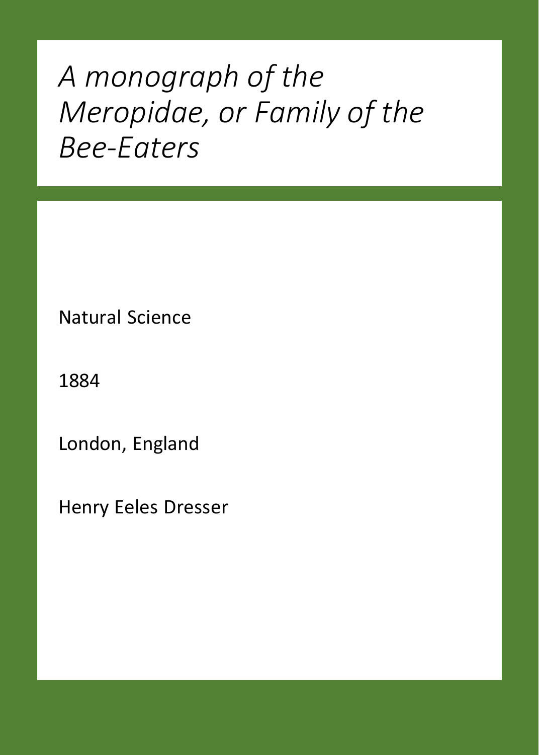# *A monograph of the Meropidae, or Family of the Bee-Eaters*

Natural Science

1884

London, England

Henry Eeles Dresser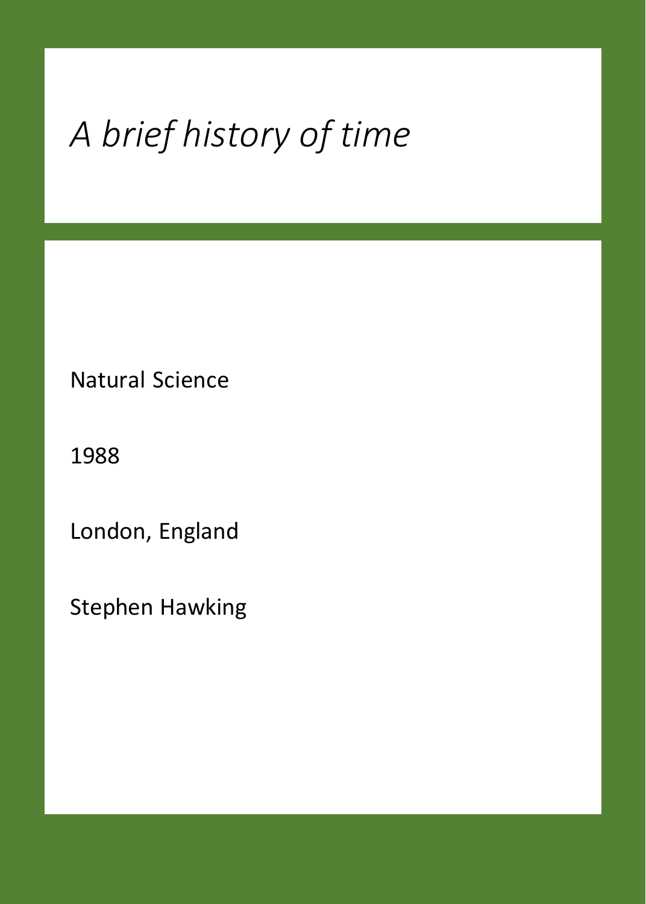# *A brief history of time*

Natural Science

1988

London, England

Stephen Hawking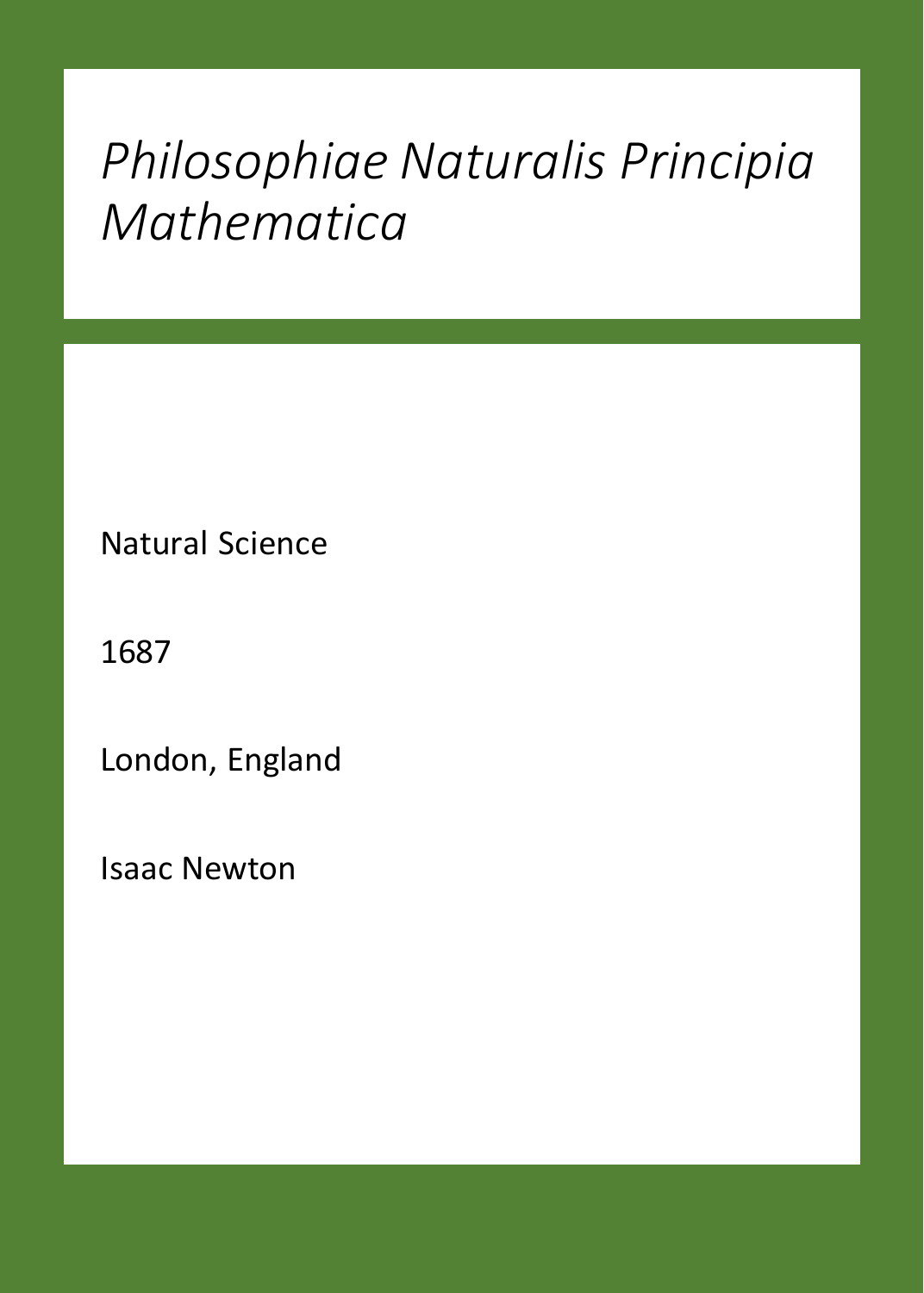# *Philosophiae Naturalis Principia Mathematica*

Natural Science

1687

London, England

Isaac Newton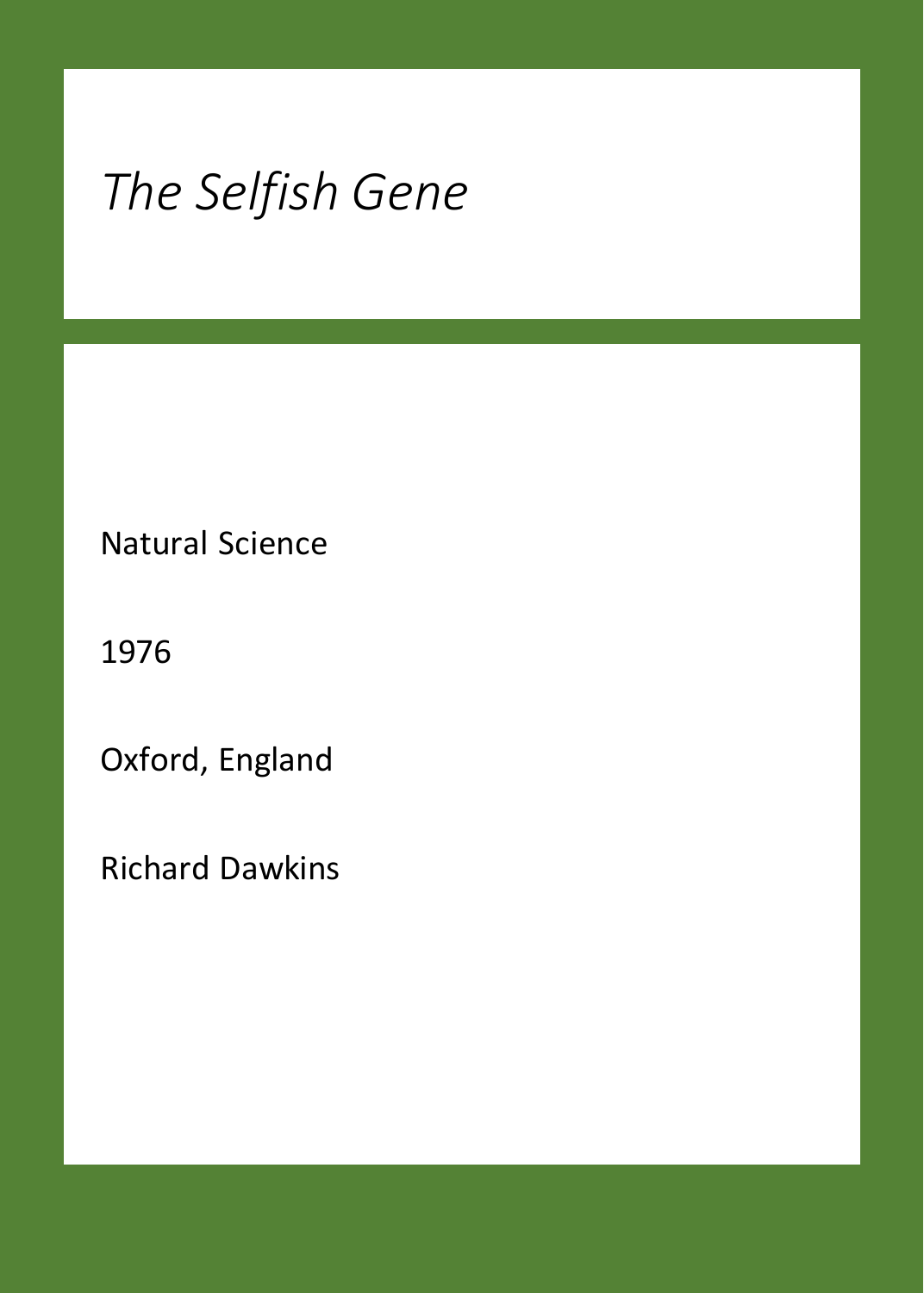# *The Selfish Gene*

Natural Science

1976

Oxford, England

Richard Dawkins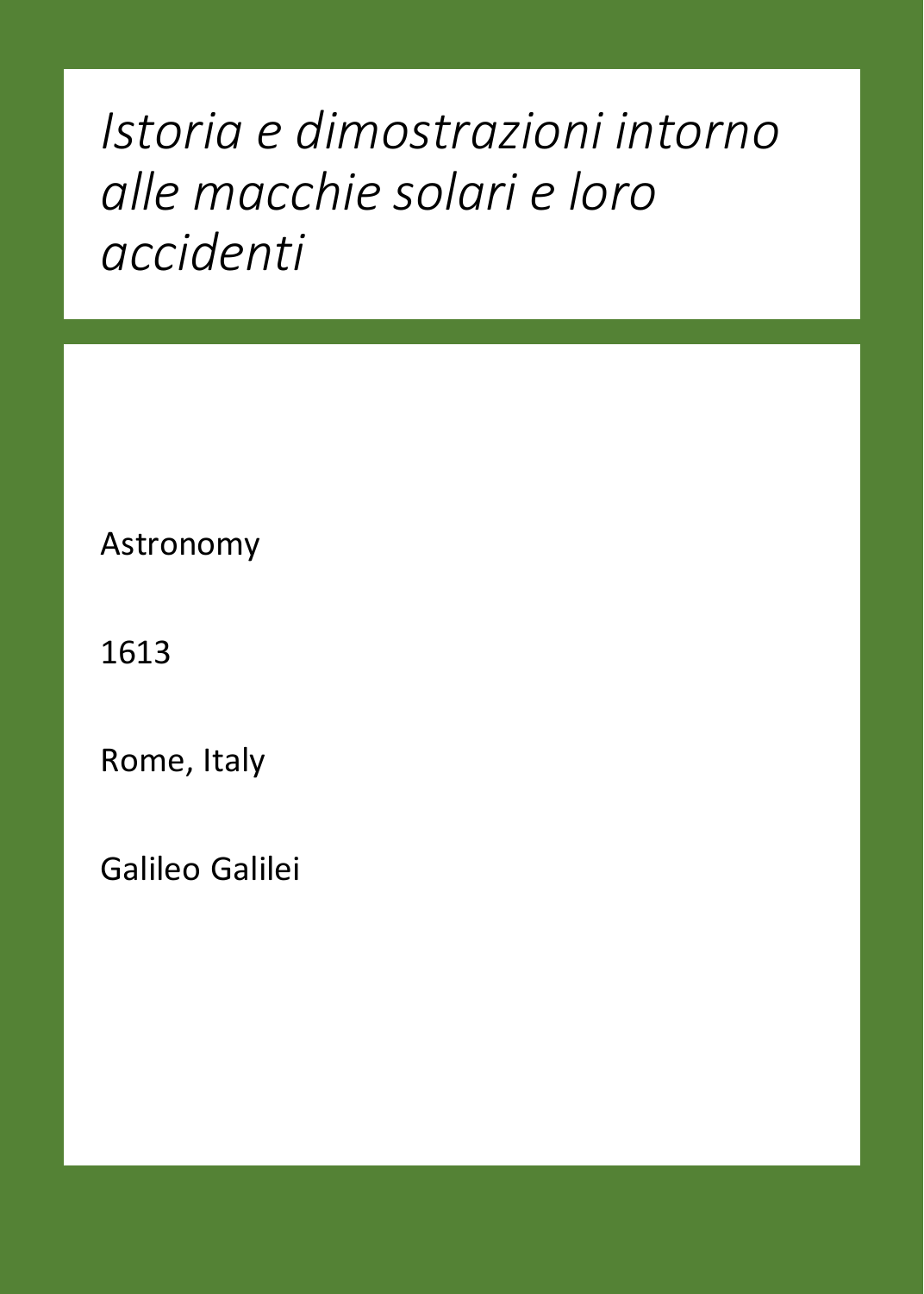# *Istoria e dimostrazioni intorno alle macchie solari e loro accidenti*

Astronomy

1613

Rome, Italy

Galileo Galilei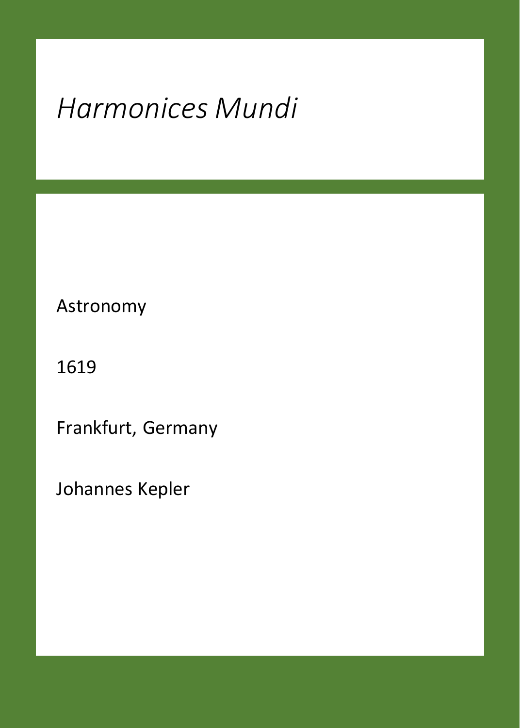# *Harmonices Mundi*

Astronomy

1619

Frankfurt, Germany

Johannes Kepler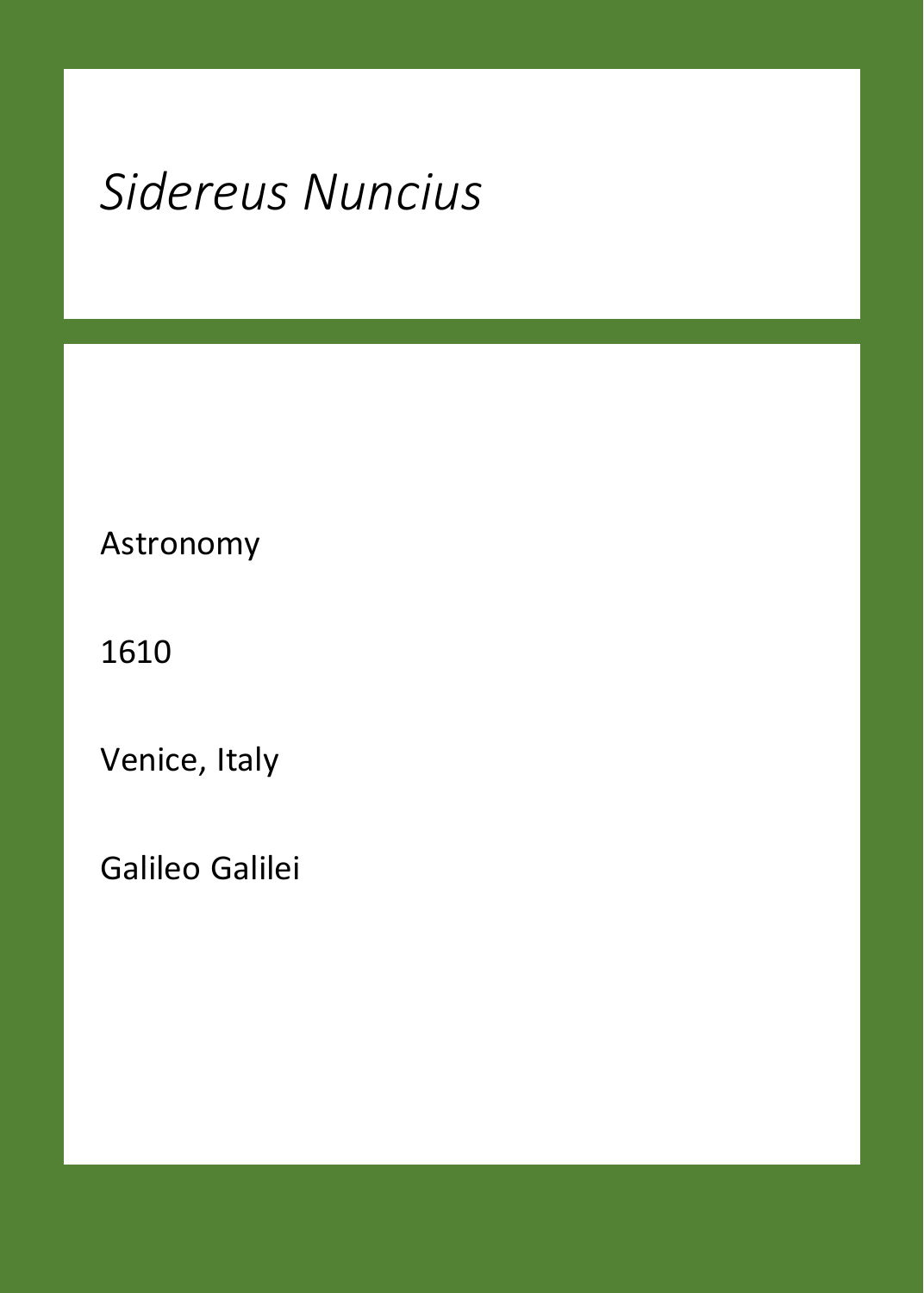# *Sidereus Nuncius*

Astronomy

1610

Venice, Italy

Galileo Galilei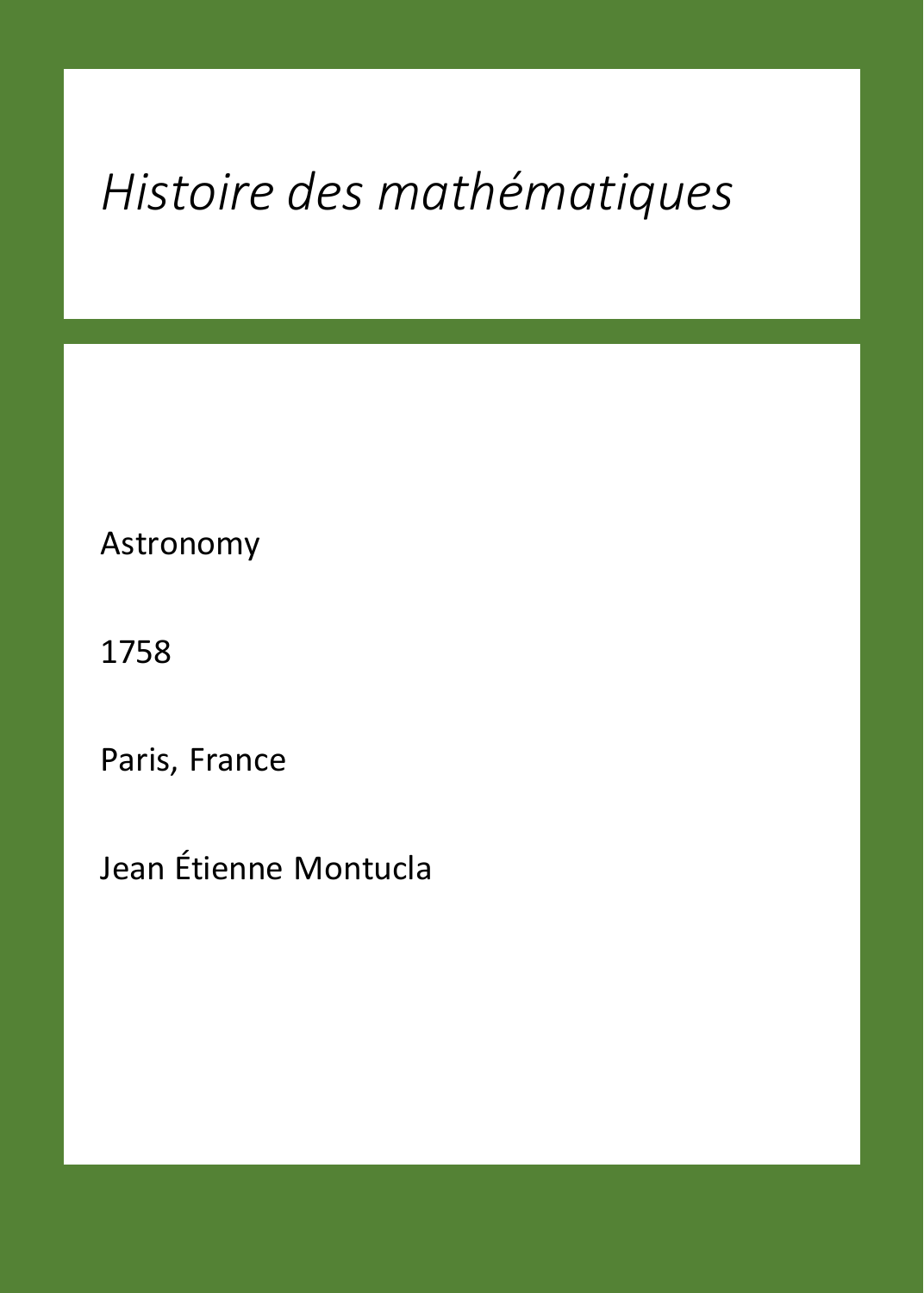# *Histoire des mathématiques*

Astronomy

1758

Paris, France

Jean Étienne Montucla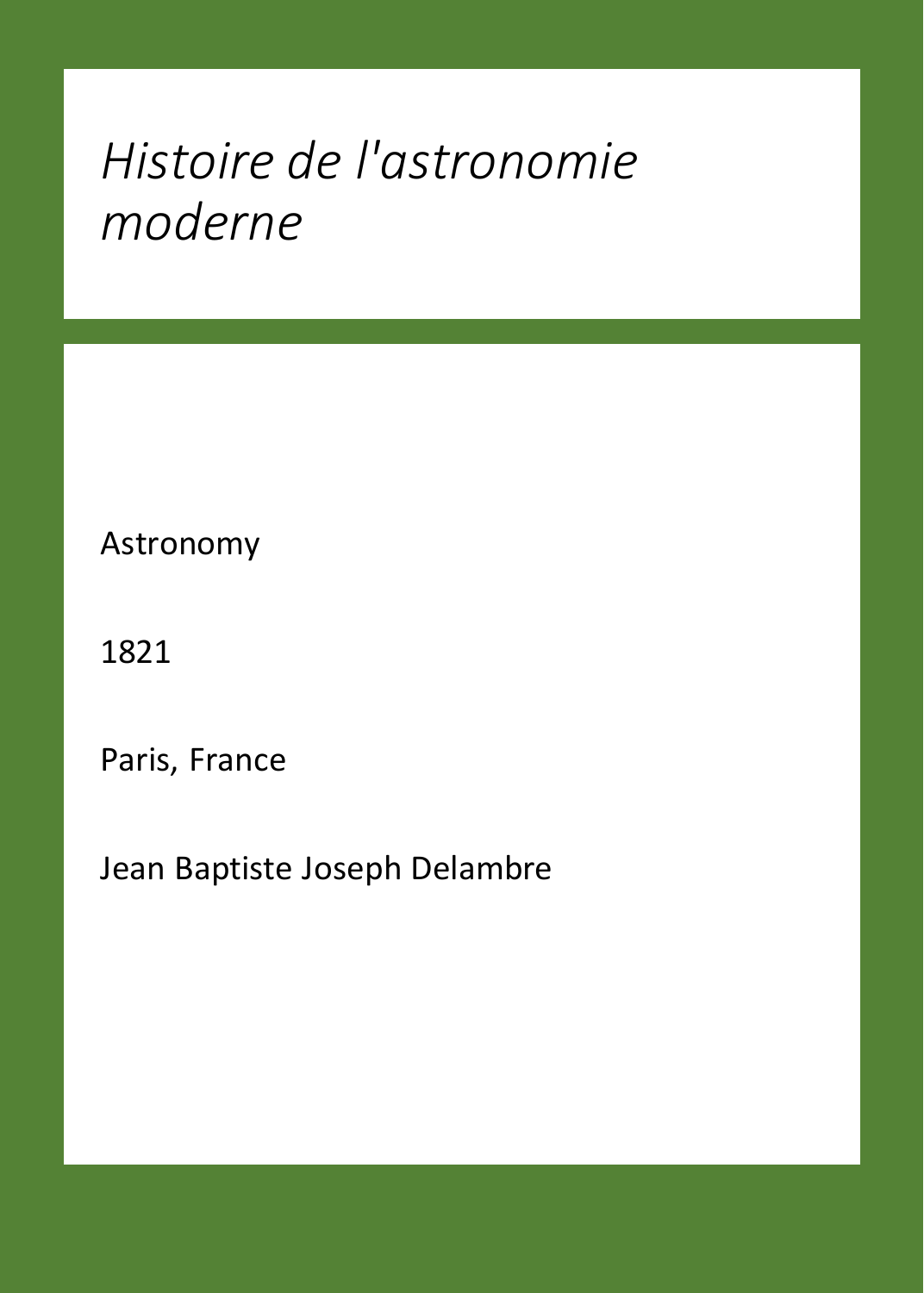# *Histoire de l'astronomie moderne*

Astronomy

1821

Paris, France

Jean Baptiste Joseph Delambre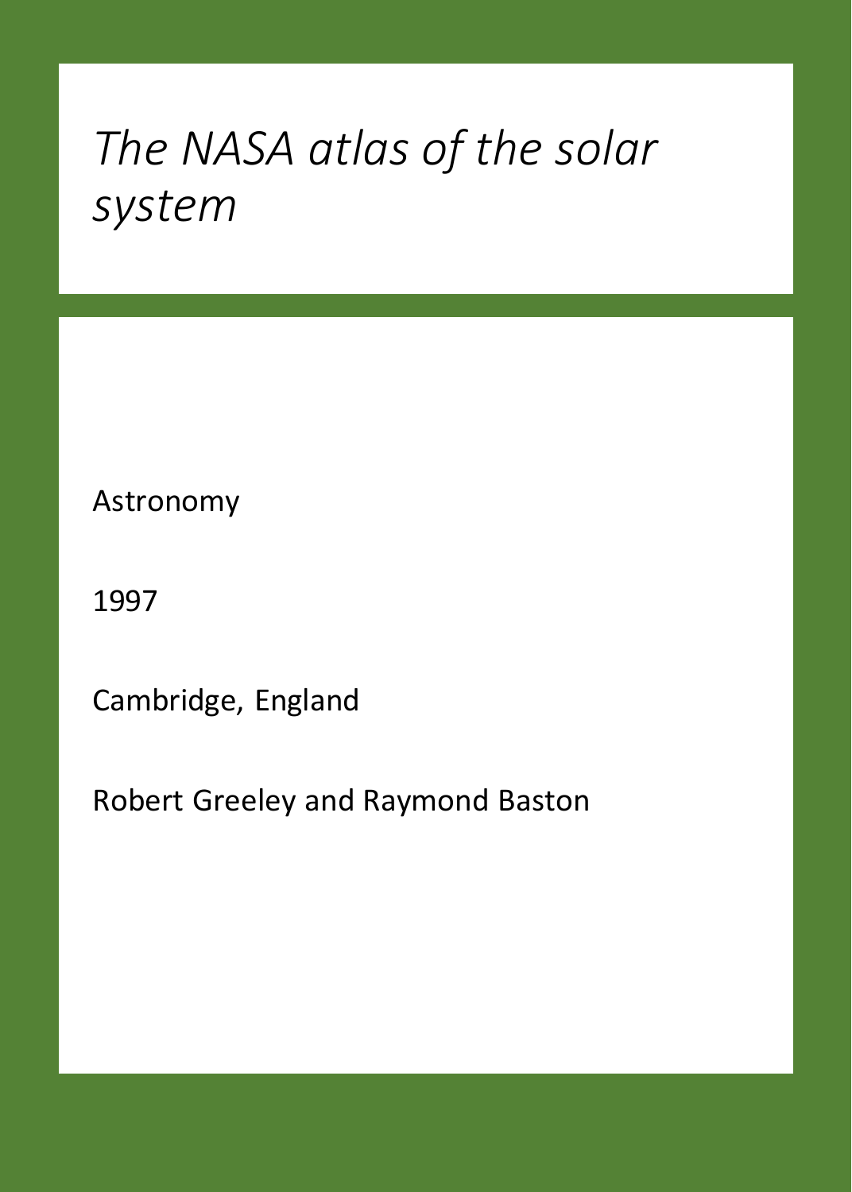# *The NASA atlas of the solar system*

Astronomy

1997

Cambridge, England

Robert Greeley and Raymond Baston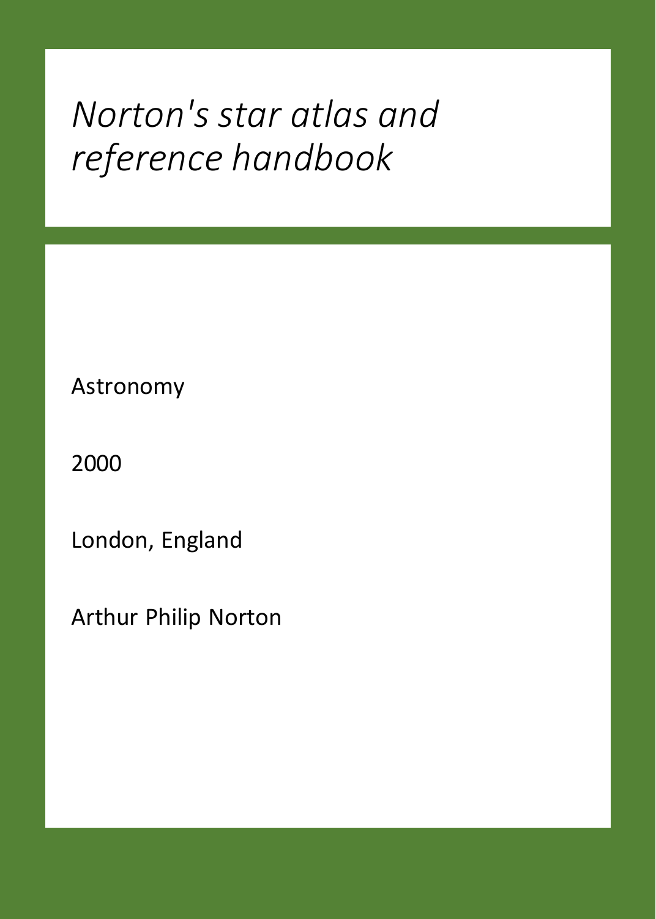# *Norton's star atlas and reference handbook*

Astronomy

2000

London, England

Arthur Philip Norton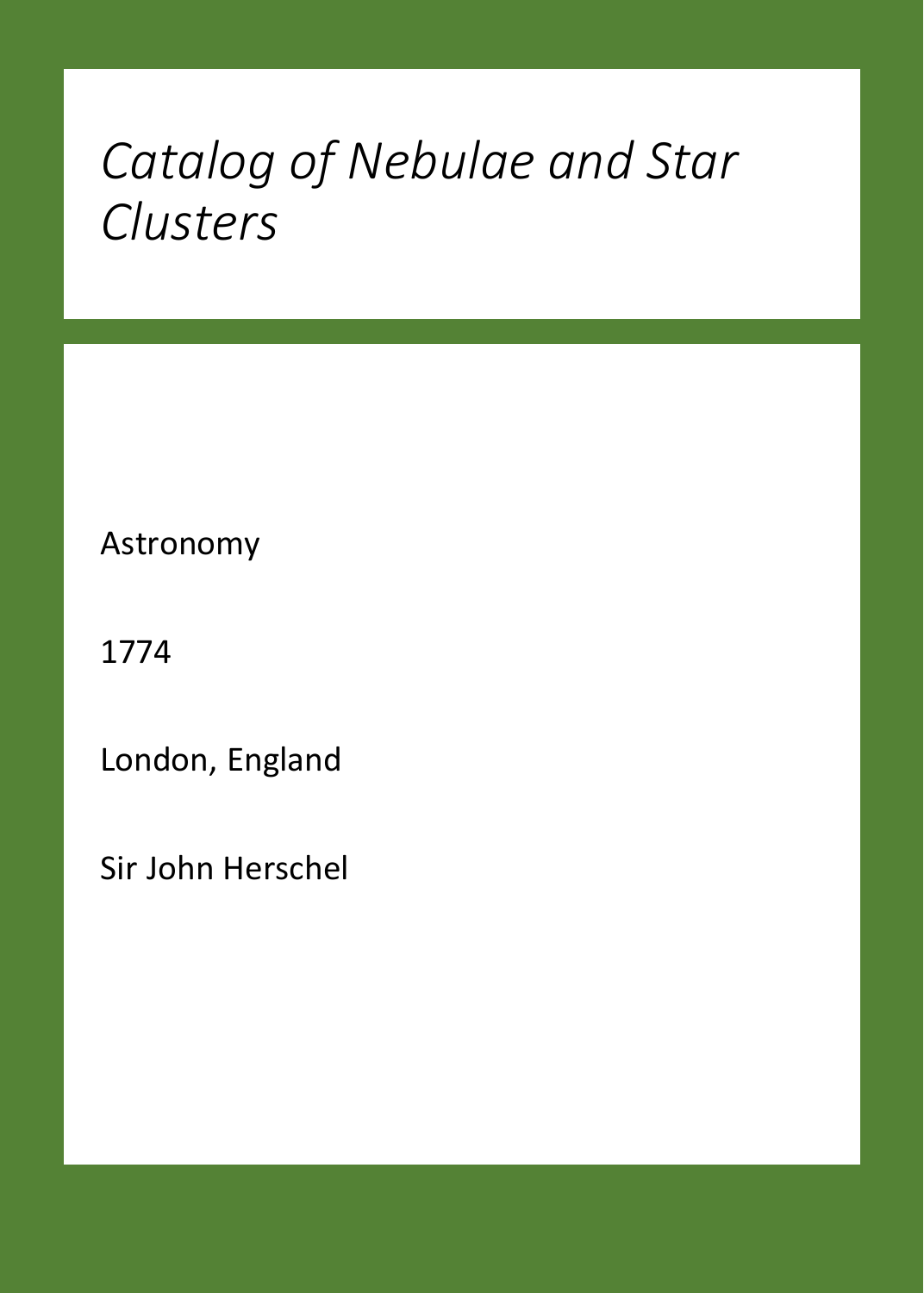# *Catalog of Nebulae and Star Clusters*

Astronomy

1774

London, England

Sir John Herschel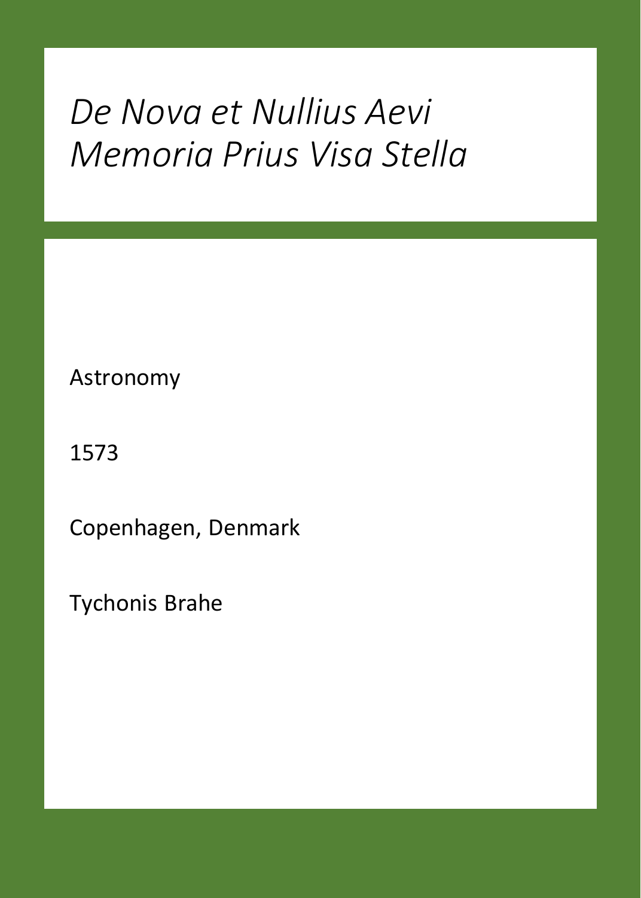# *De Nova et Nullius Aevi Memoria Prius Visa Stella*

Astronomy

1573

Copenhagen, Denmark

Tychonis Brahe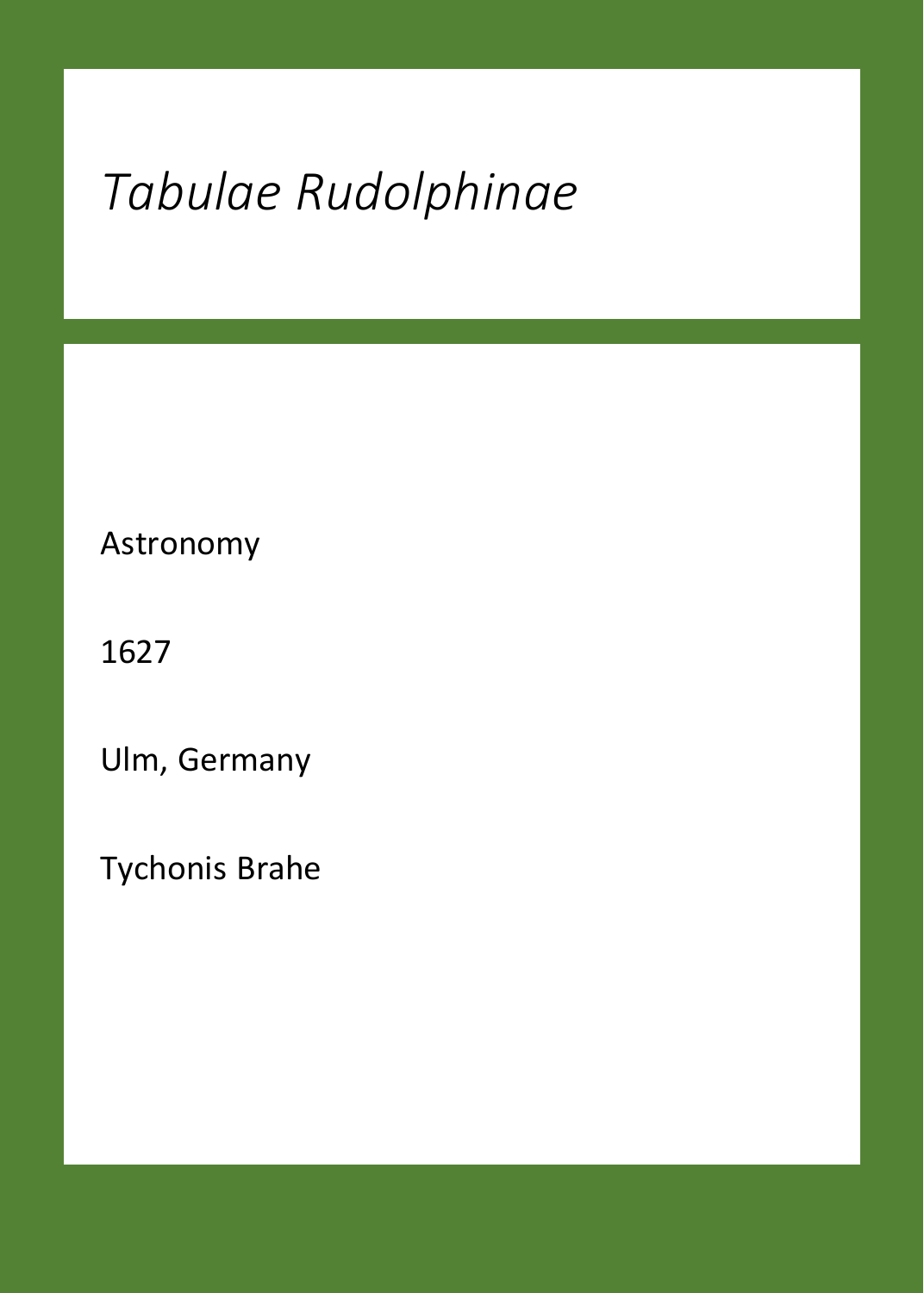# *Tabulae Rudolphinae*

Astronomy

1627

Ulm, Germany

Tychonis Brahe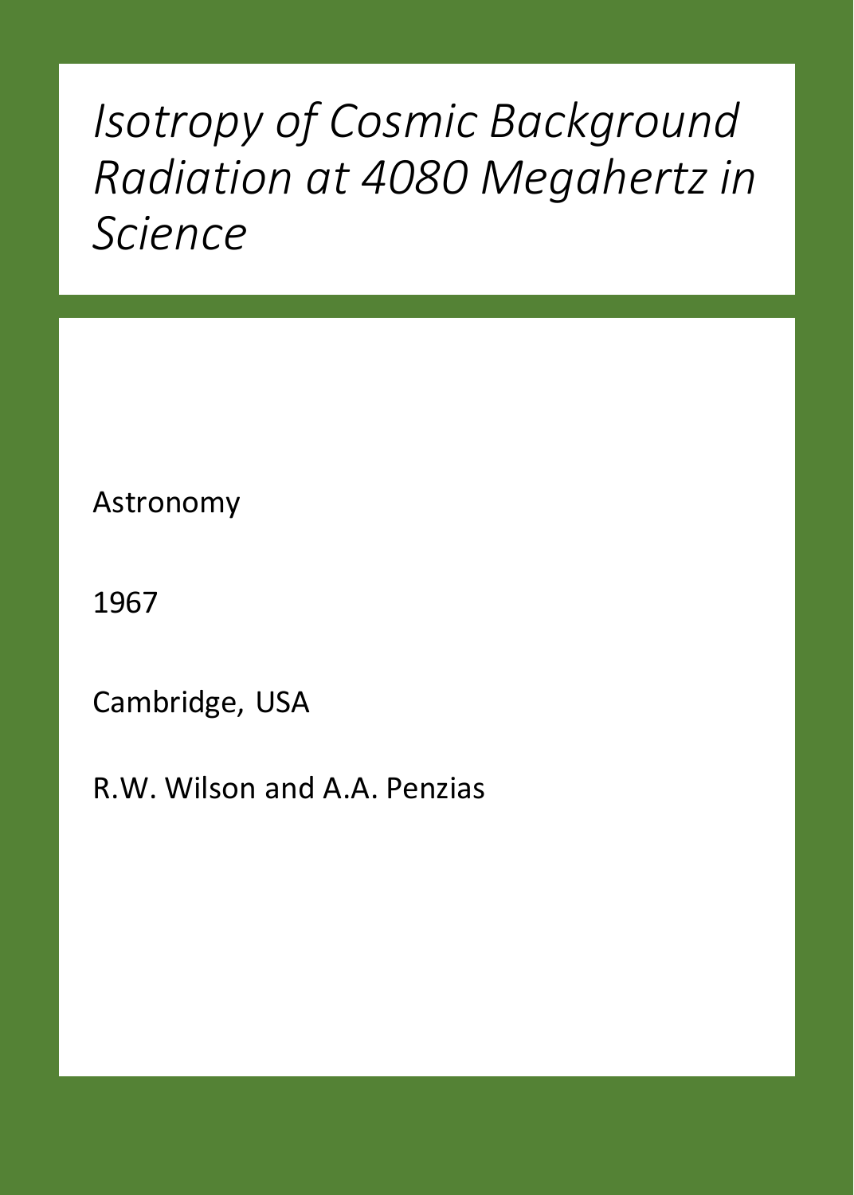# *Isotropy of Cosmic Background Radiation at 4080 Megahertz in Science*

Astronomy

1967

Cambridge, USA

R.W. Wilson and A.A. Penzias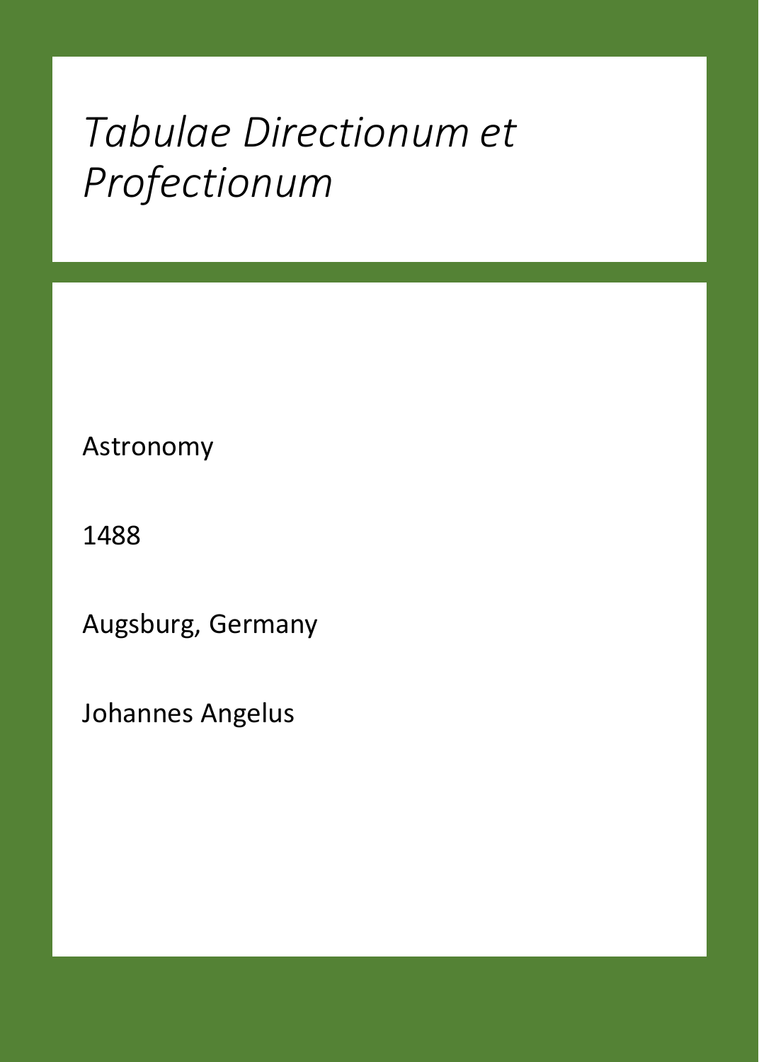# *Tabulae Directionum et Profectionum*

Astronomy

1488

Augsburg, Germany

Johannes Angelus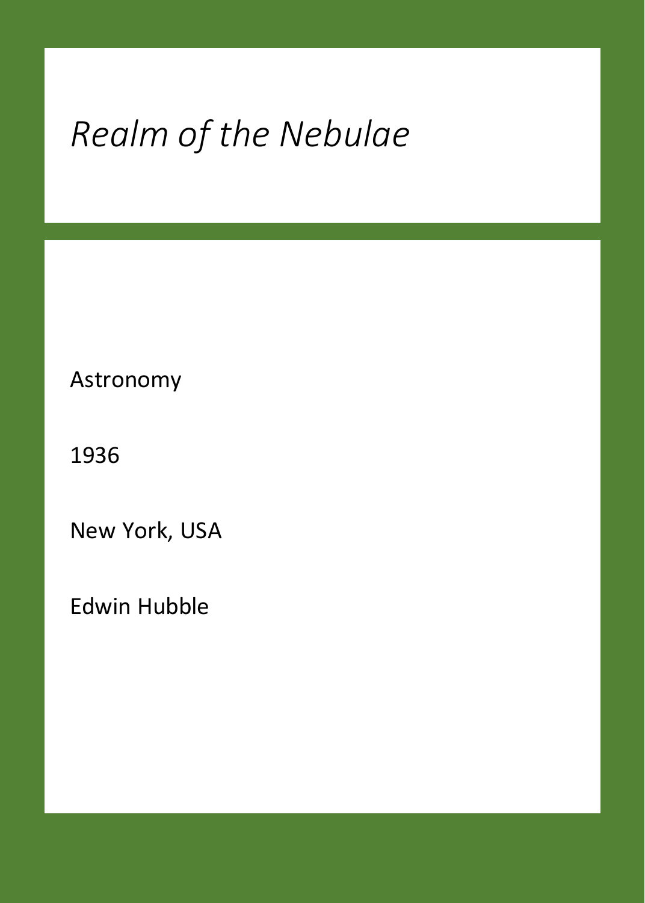# *Realm of the Nebulae*

Astronomy

1936

New York, USA

Edwin Hubble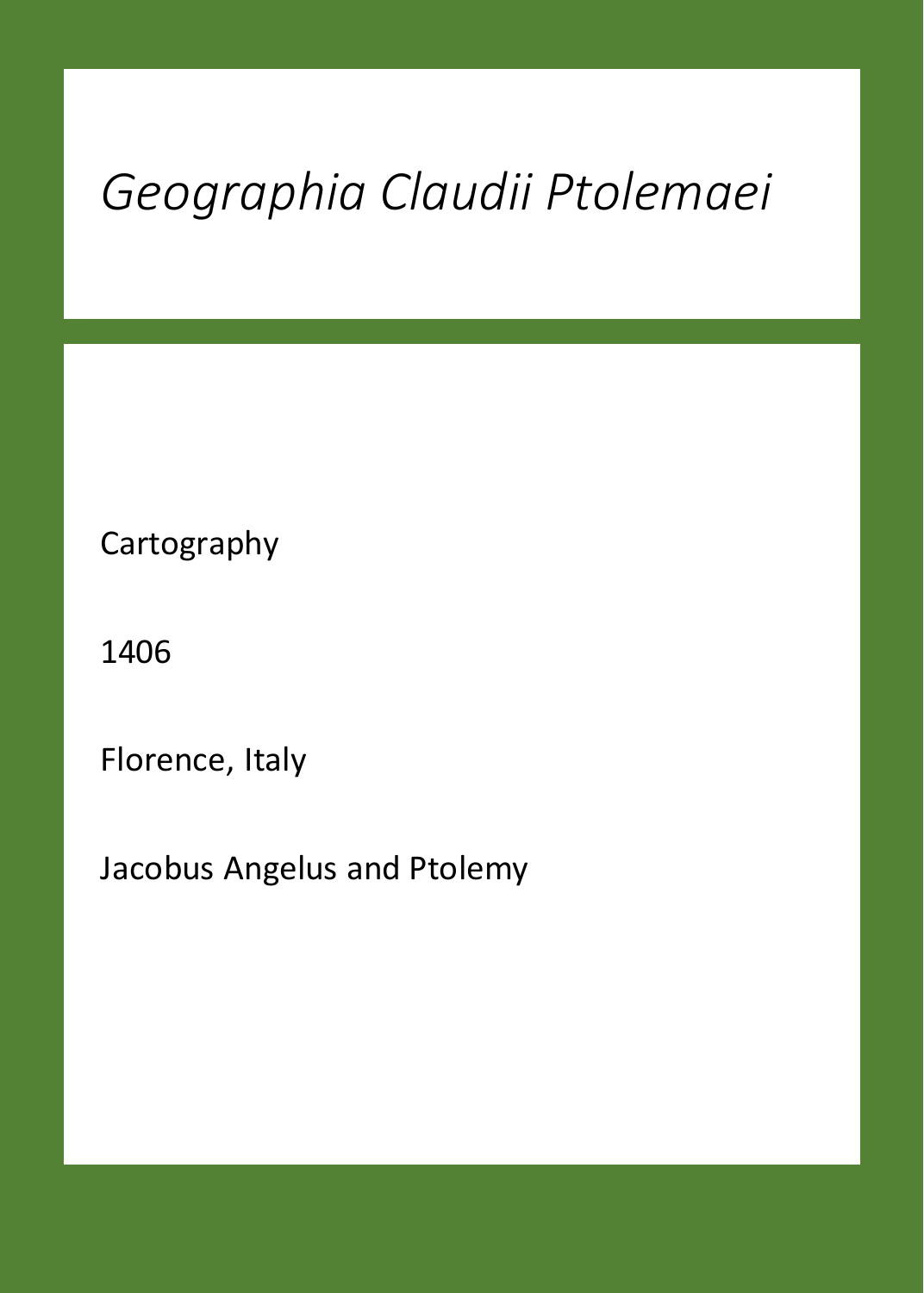# *Geographia Claudii Ptolemaei*

Cartography

1406

Florence, Italy

Jacobus Angelus and Ptolemy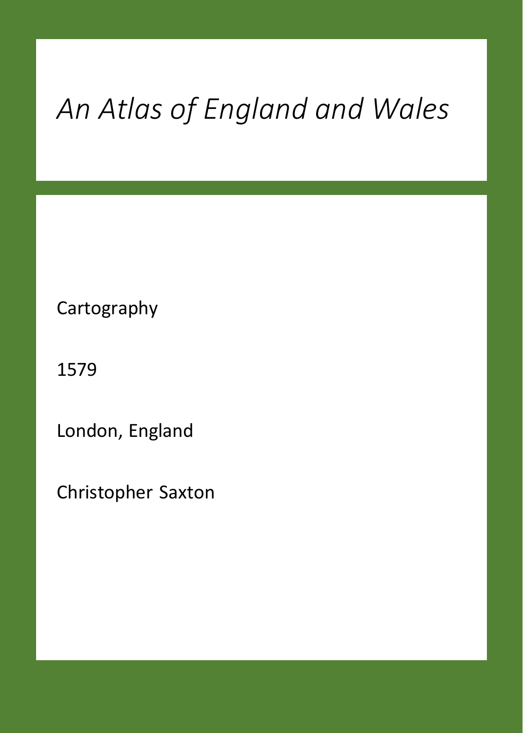# *An Atlas of England and Wales*

Cartography

1579

London, England

Christopher Saxton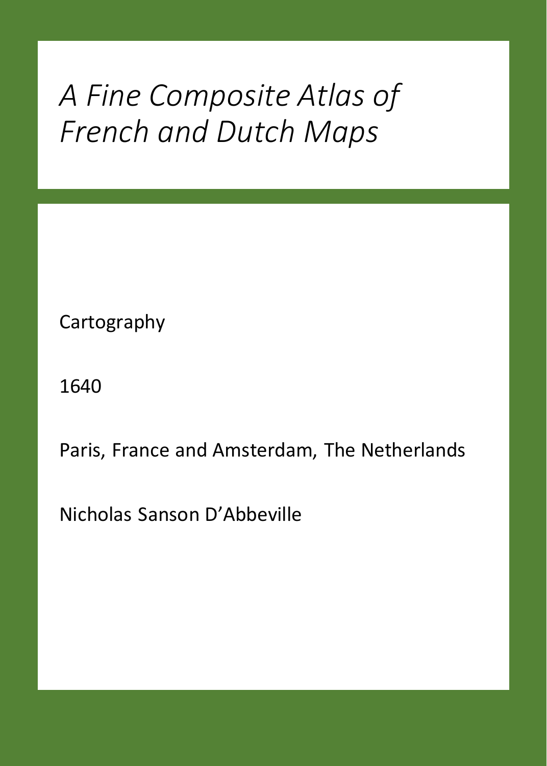# *A Fine Composite Atlas of French and Dutch Maps*

Cartography

1640

Paris, France and Amsterdam, The Netherlands

Nicholas Sanson D'Abbeville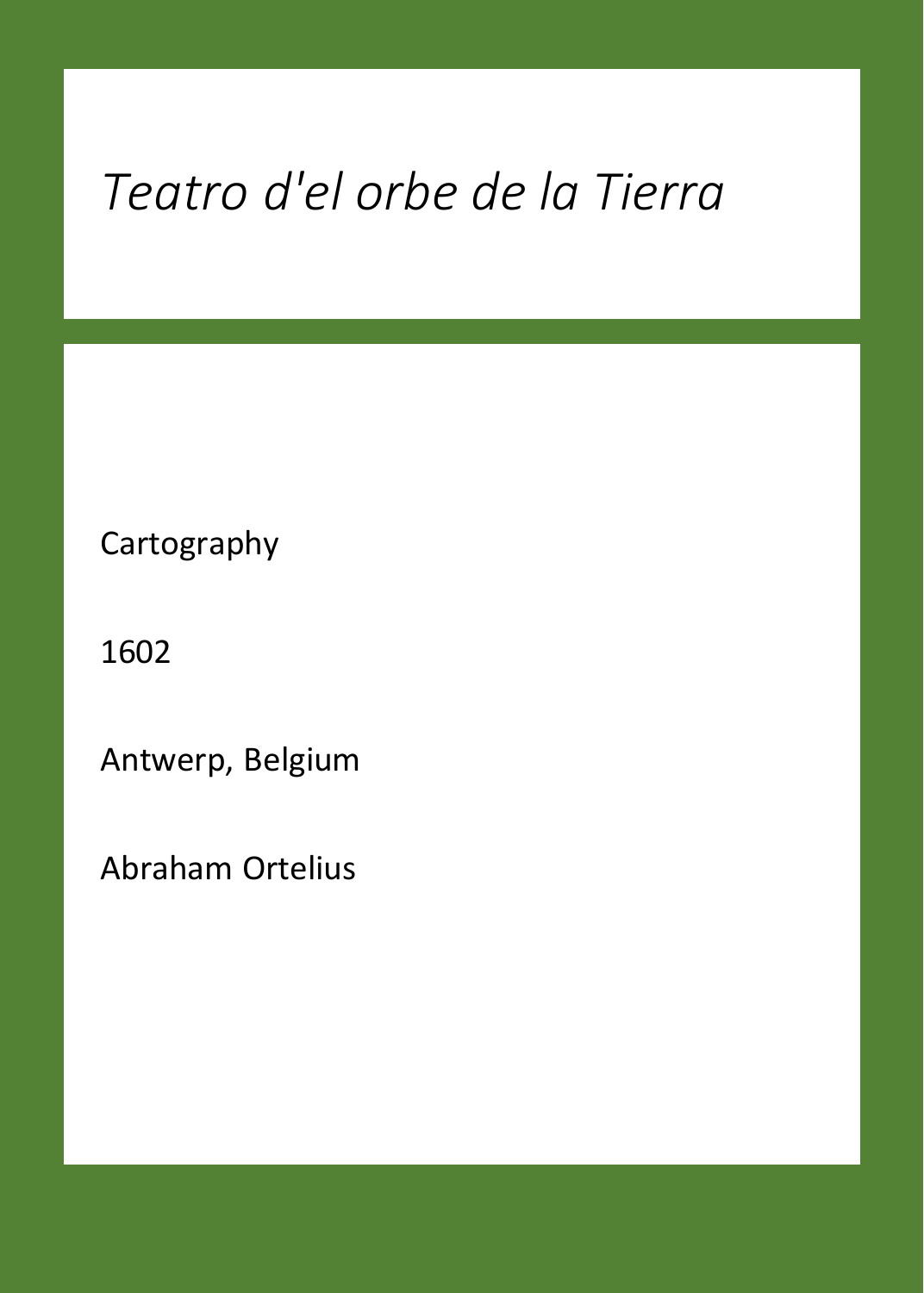# *Teatro d'el orbe de la Tierra*

Cartography

1602

Antwerp, Belgium

Abraham Ortelius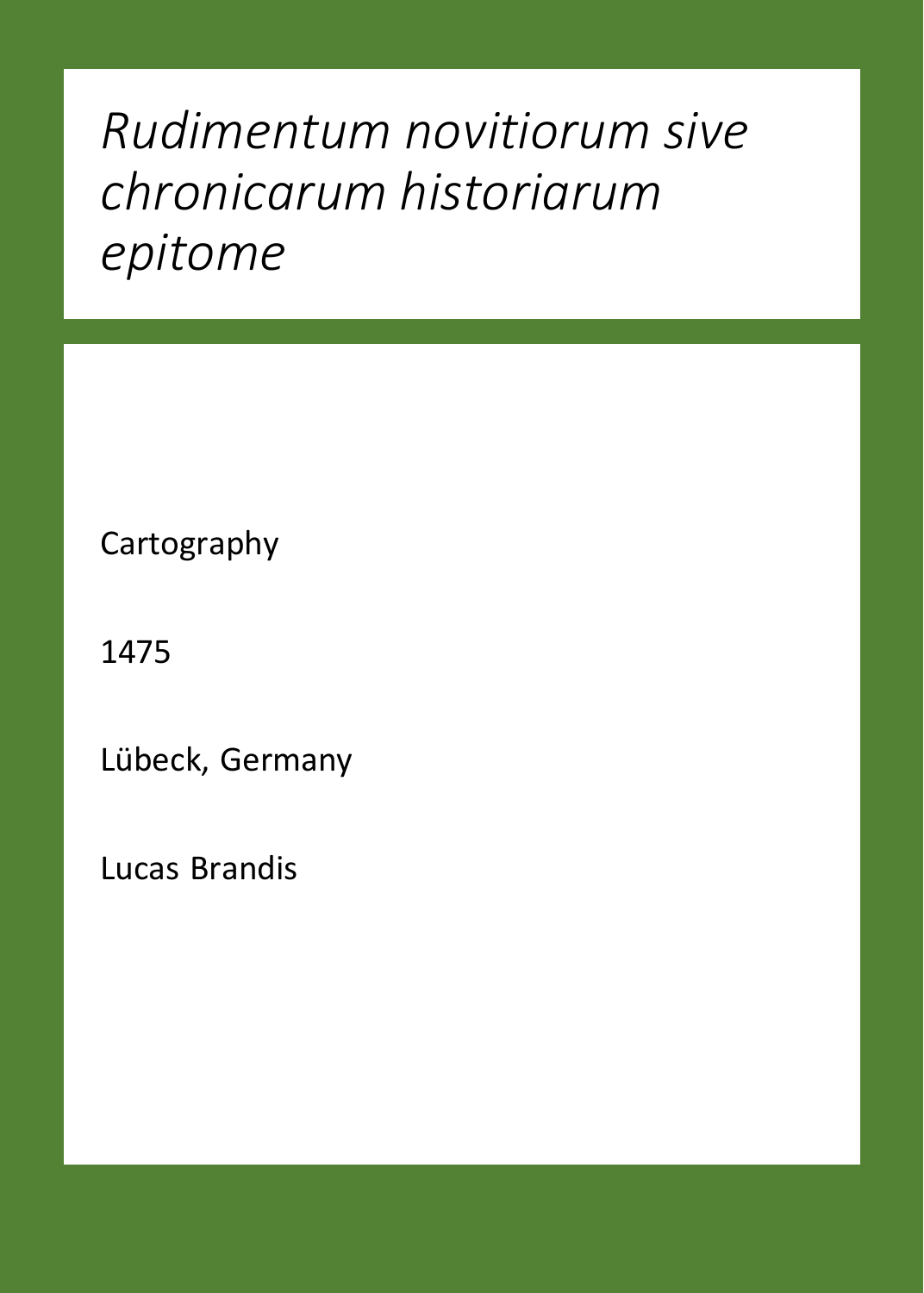# *Rudimentum novitiorum sive chronicarum historiarum epitome*

Cartography

1475

Lübeck, Germany

Lucas Brandis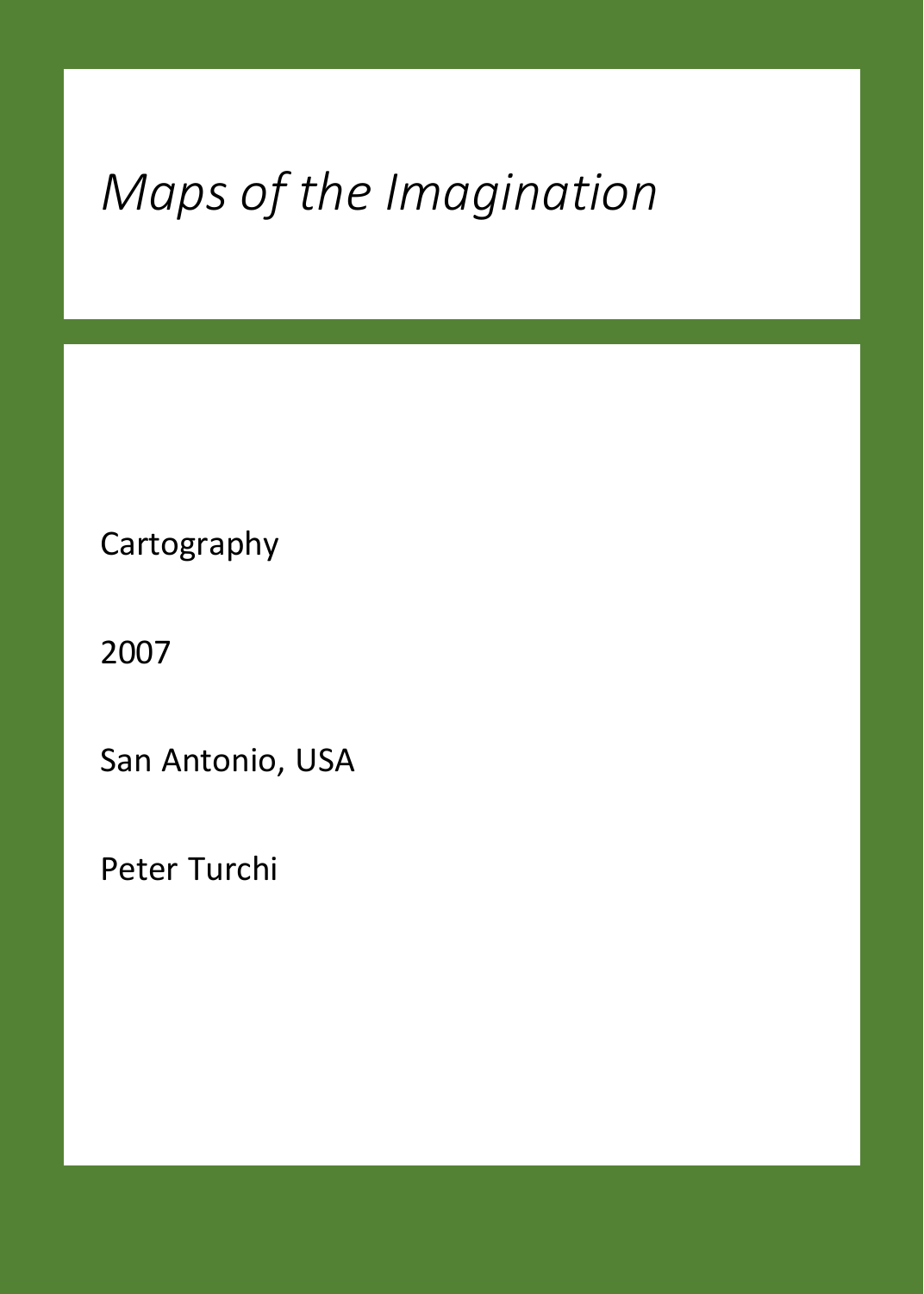*Maps of the Imagination*

Cartography

2007

San Antonio, USA

Peter Turchi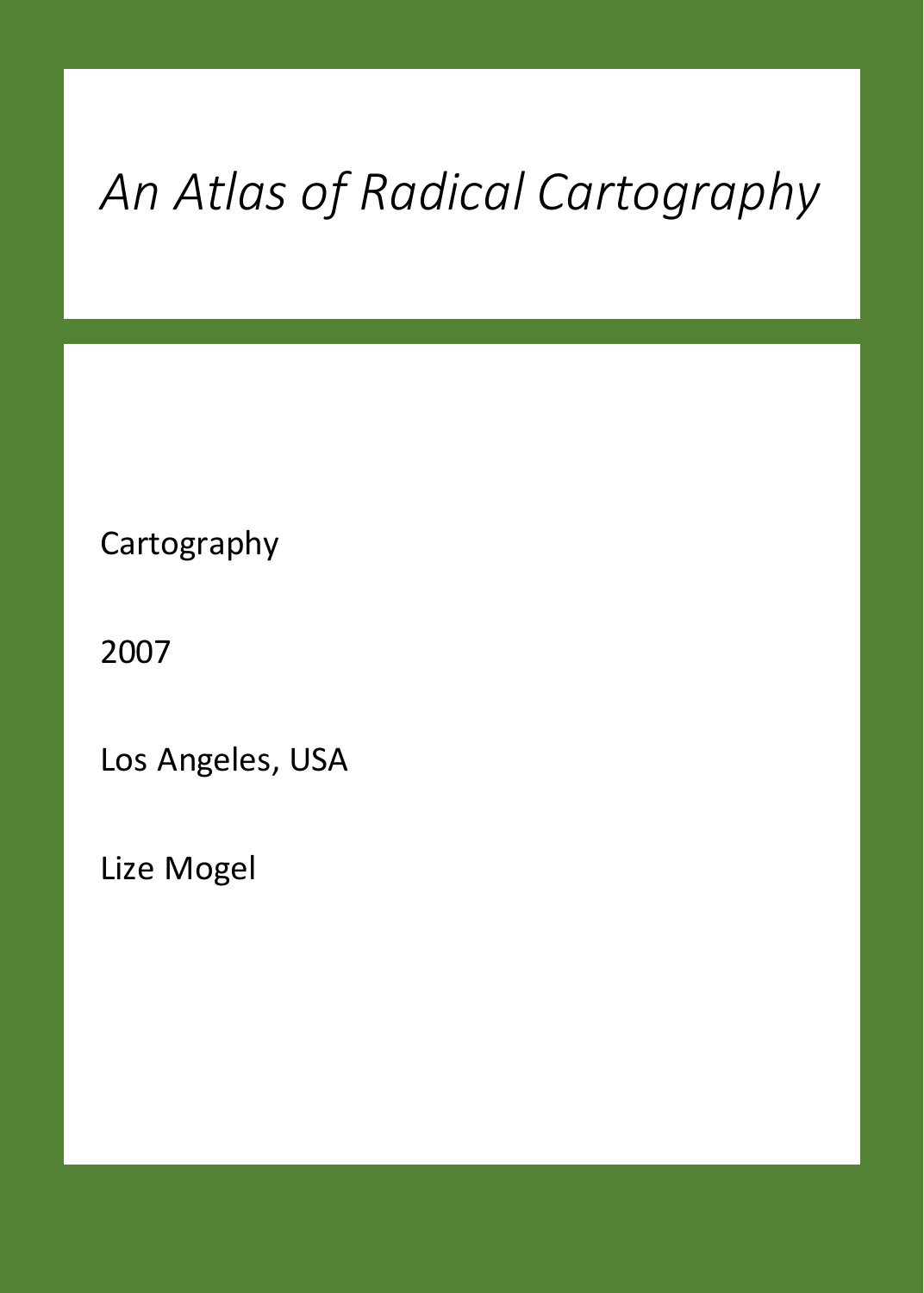# *An Atlas of Radical Cartography*

Cartography

2007

Los Angeles, USA

Lize Mogel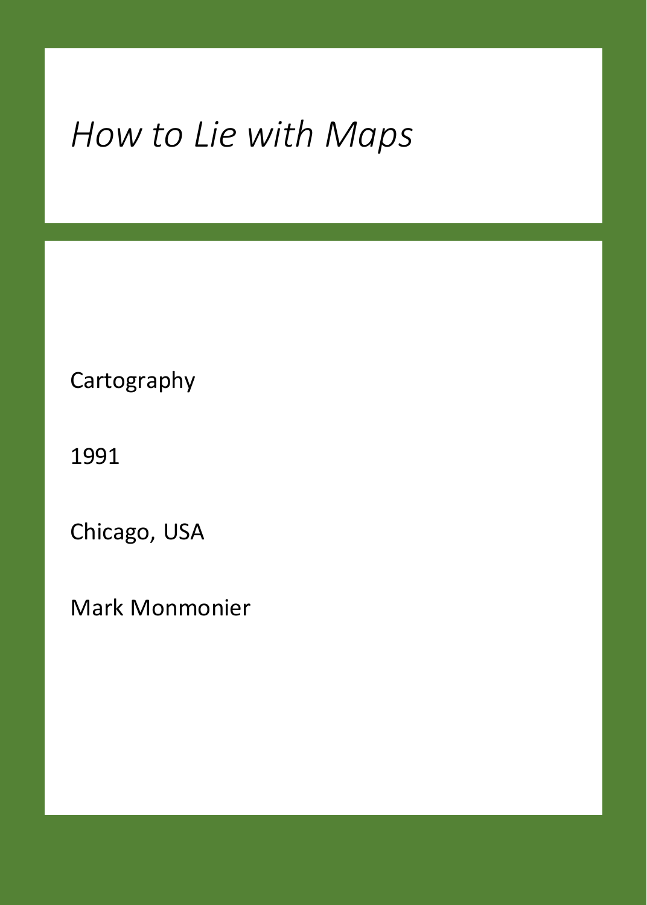# *How to Lie with Maps*

Cartography

1991

Chicago, USA

Mark Monmonier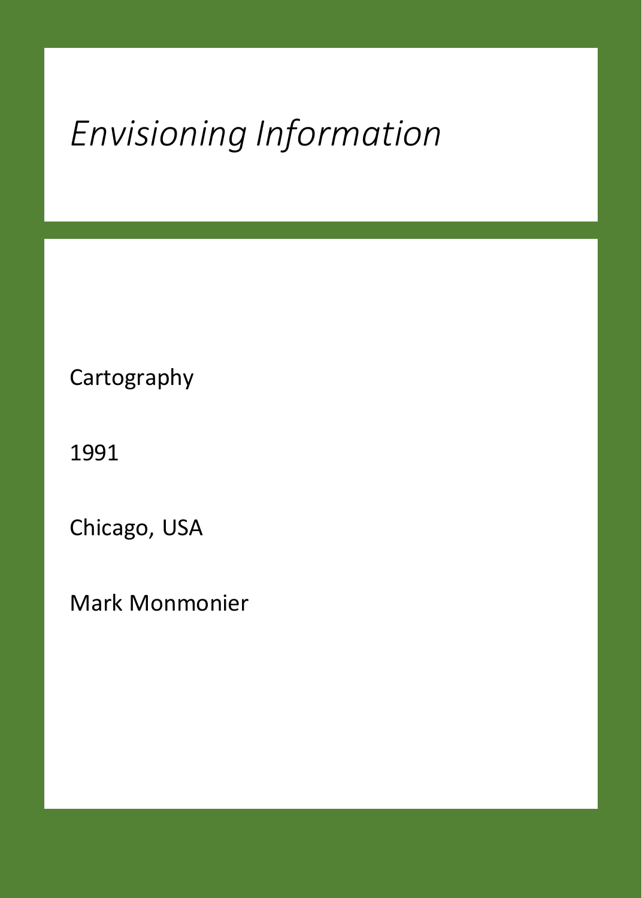# *Envisioning Information*

Cartography

1991

Chicago, USA

Mark Monmonier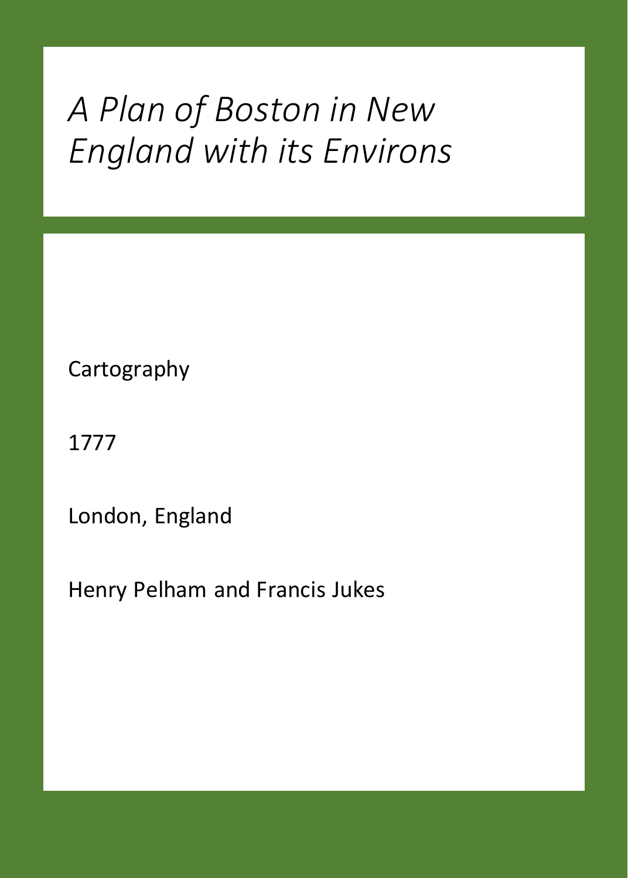# *A Plan of Boston in New England with its Environs*

Cartography

1777

London, England

Henry Pelham and Francis Jukes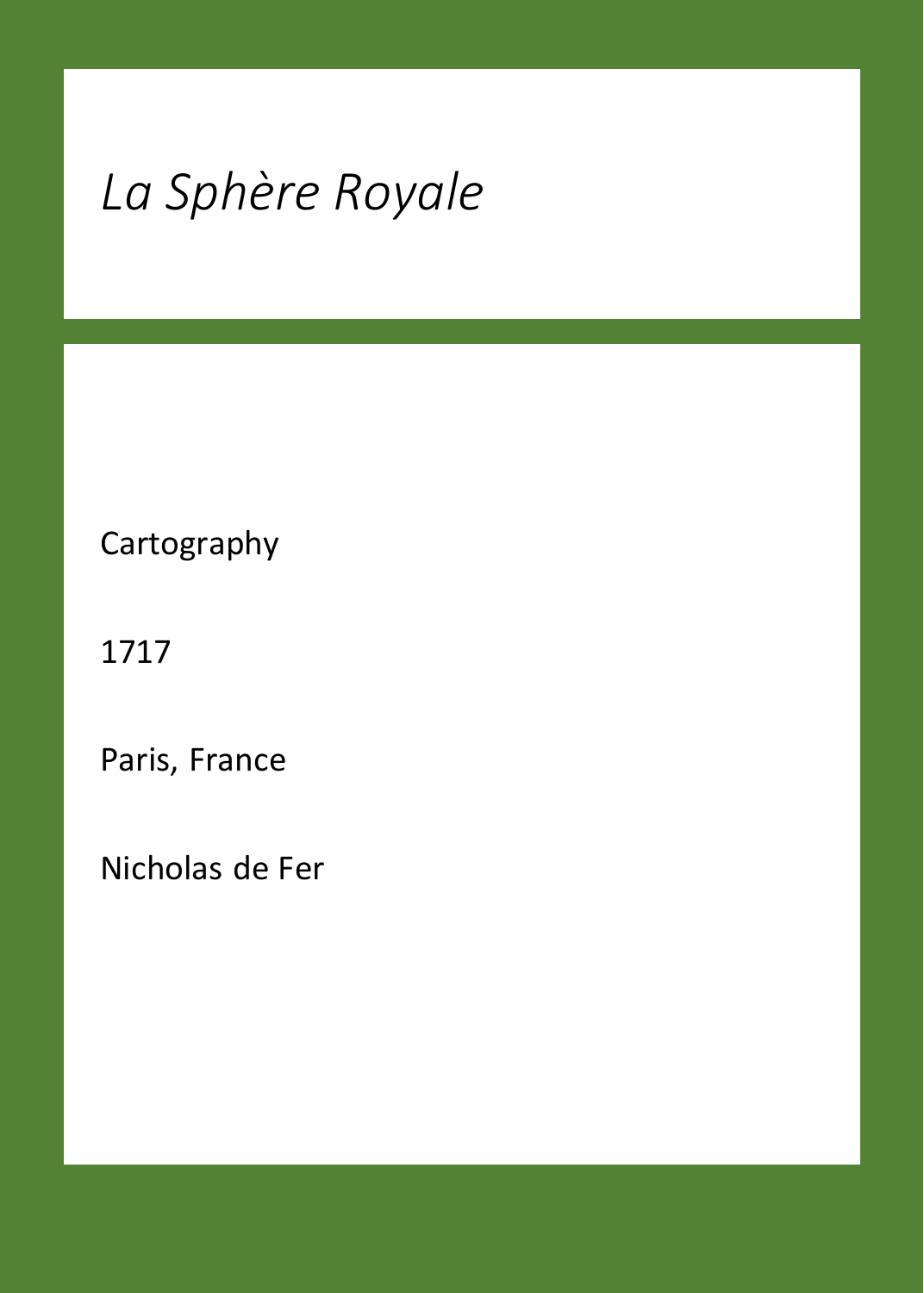# *La Sphère Royale*

Cartography

1717

Paris, France

Nicholas de Fer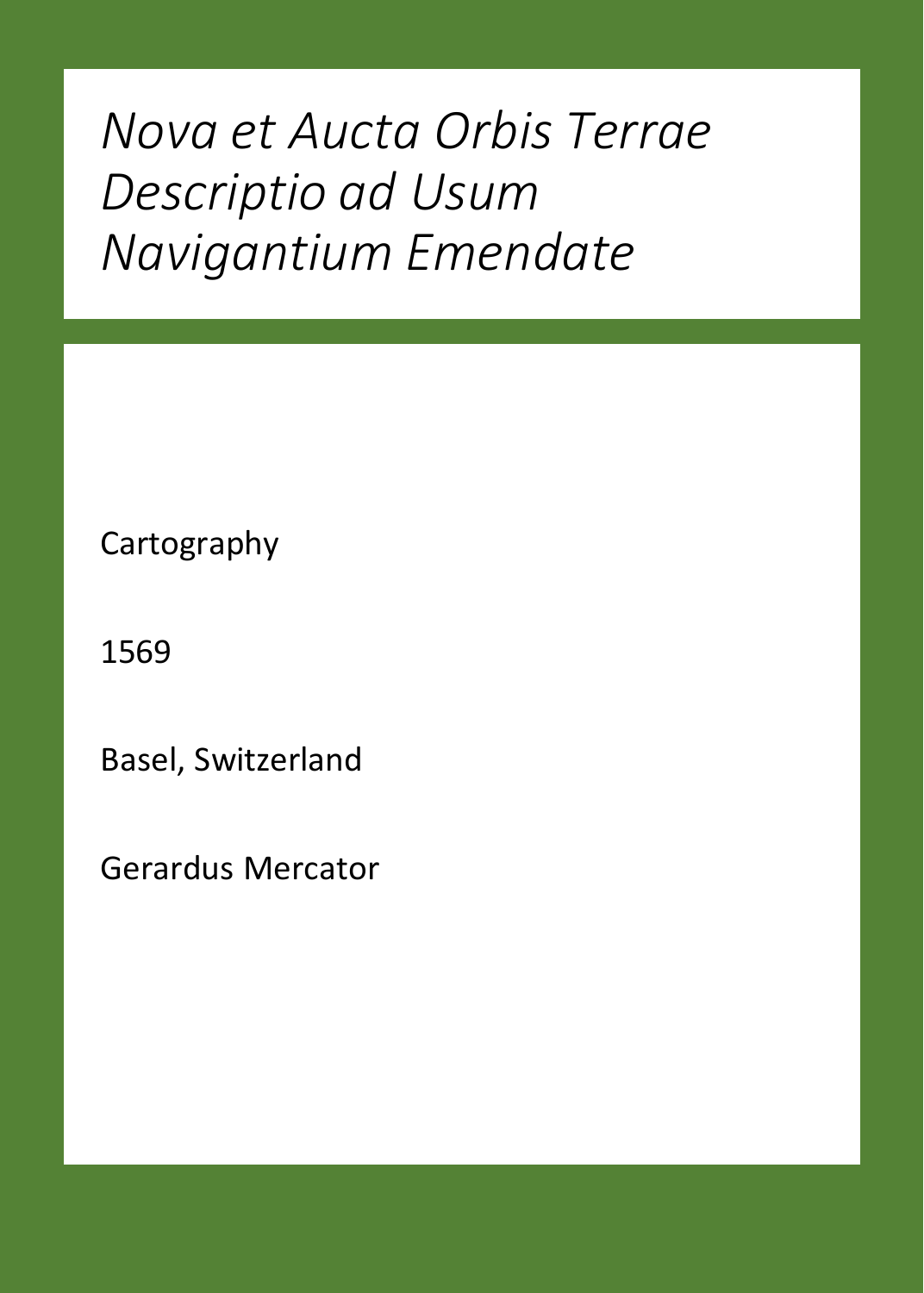# *Nova et Aucta Orbis Terrae Descriptio ad Usum Navigantium Emendate*

Cartography

1569

Basel, Switzerland

Gerardus Mercator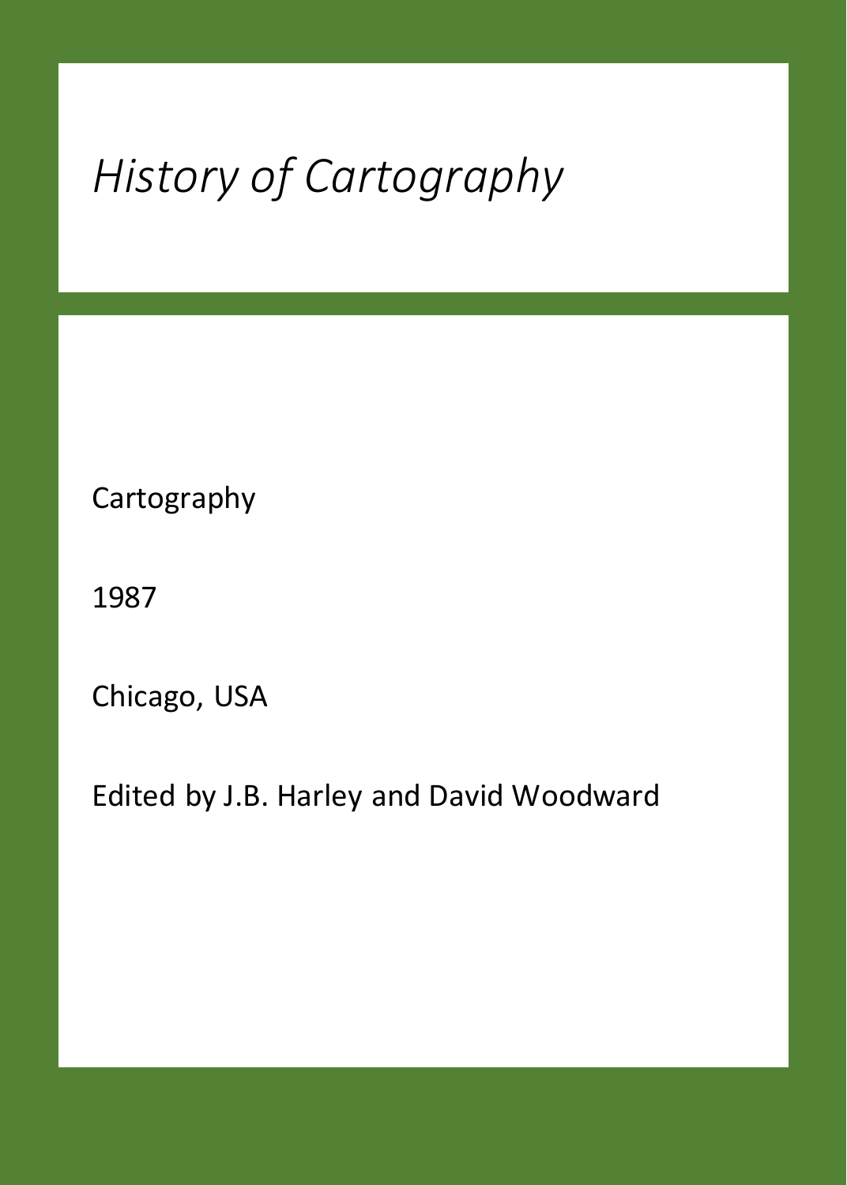# *History of Cartography*

Cartography

1987

Chicago, USA

Edited by J.B. Harley and David Woodward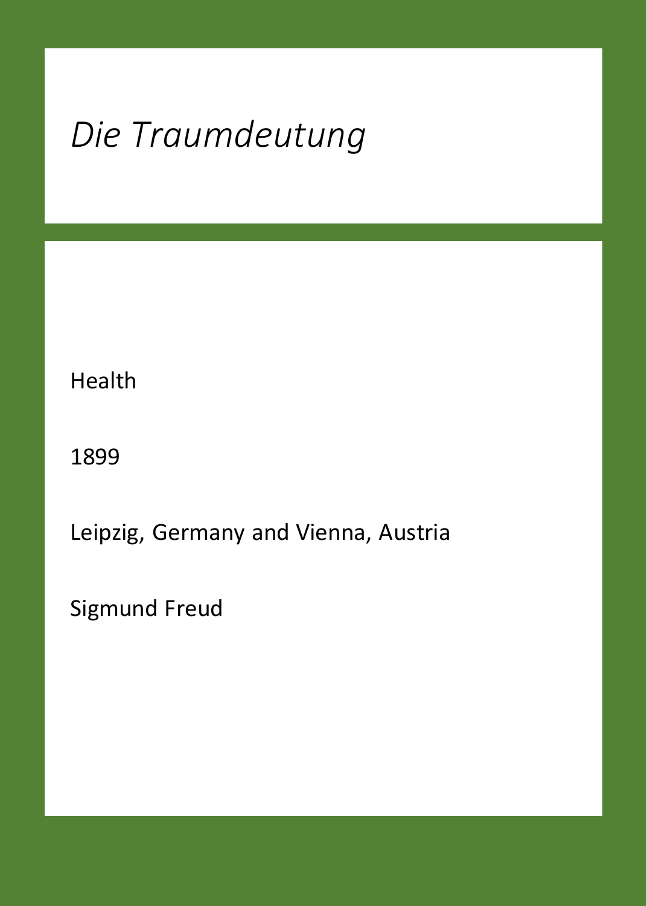# *Die Traumdeutung*

Health

1899

Leipzig, Germany and Vienna, Austria

Sigmund Freud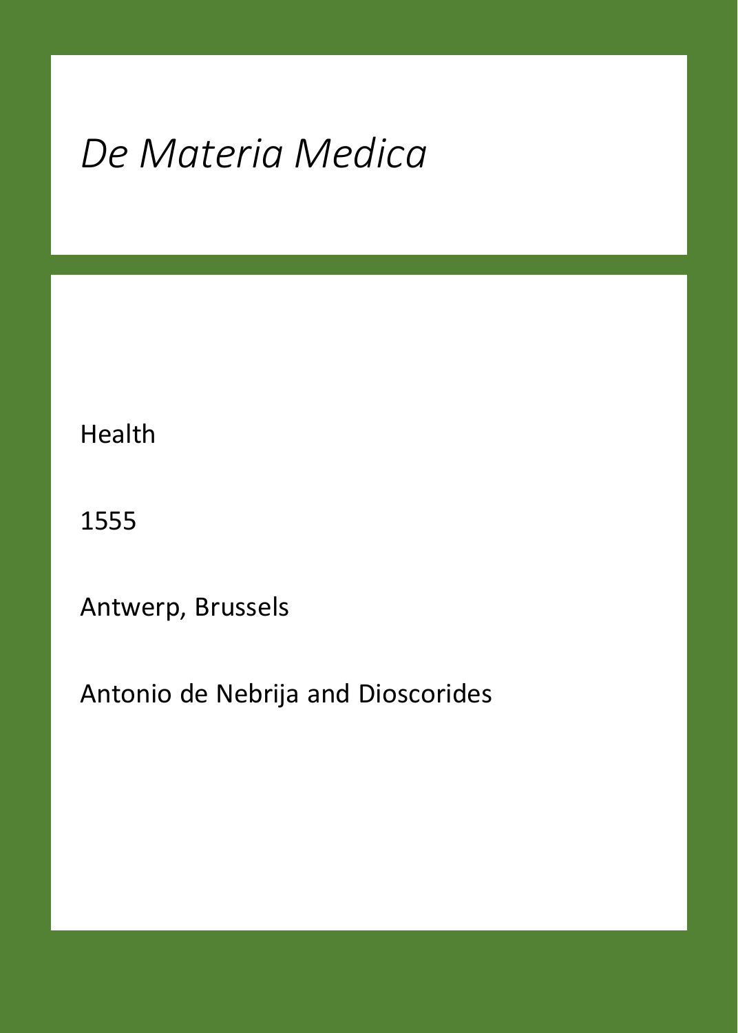# *De Materia Medica*

Health

1555

Antwerp, Brussels

Antonio de Nebrija and Dioscorides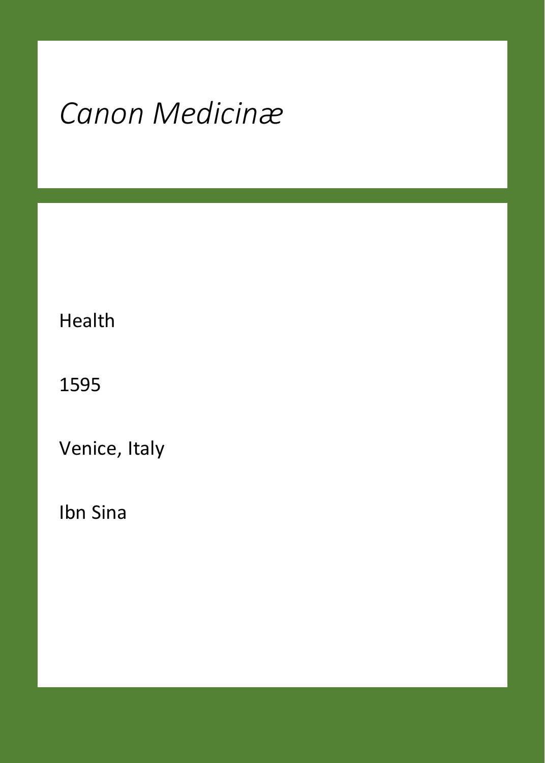*Canon Medicinæ*

Health

1595

Venice, Italy

Ibn Sina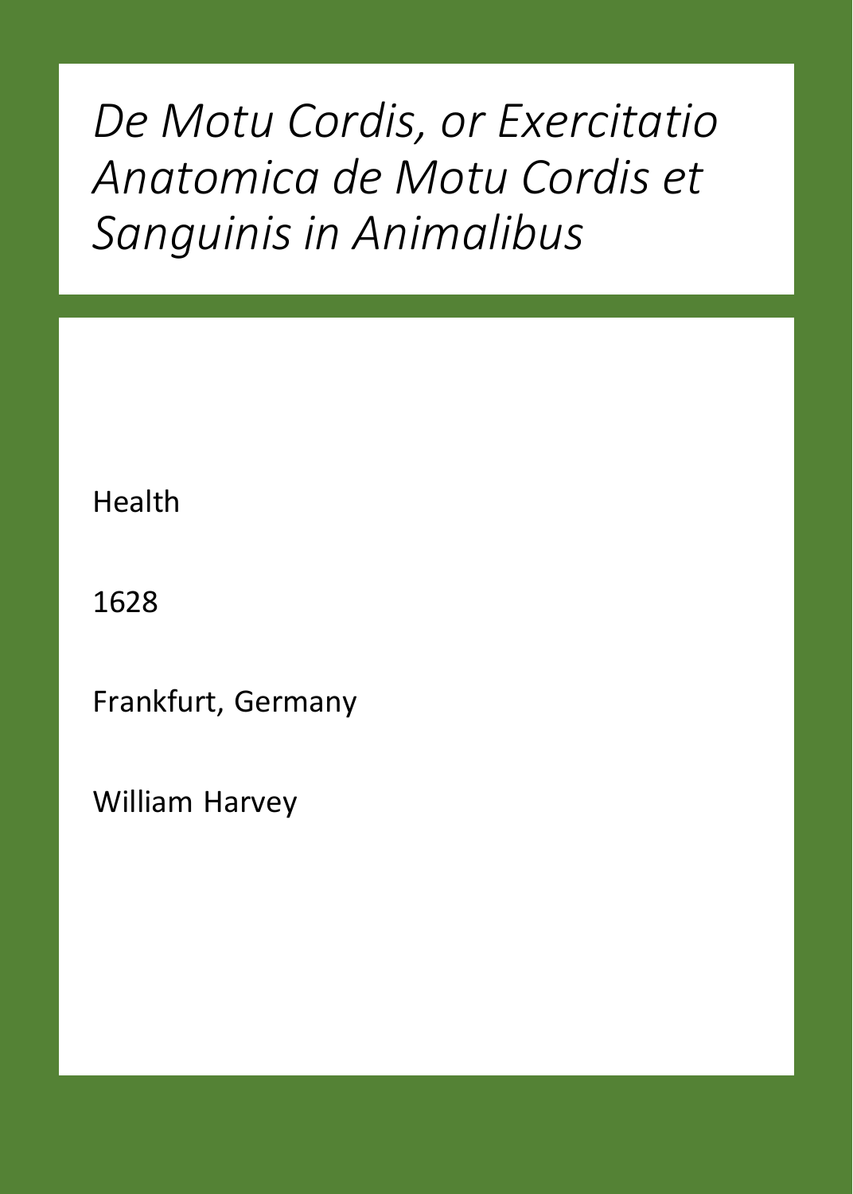# *De Motu Cordis, or Exercitatio Anatomica de Motu Cordis et Sanguinis in Animalibus*

Health

1628

Frankfurt, Germany

William Harvey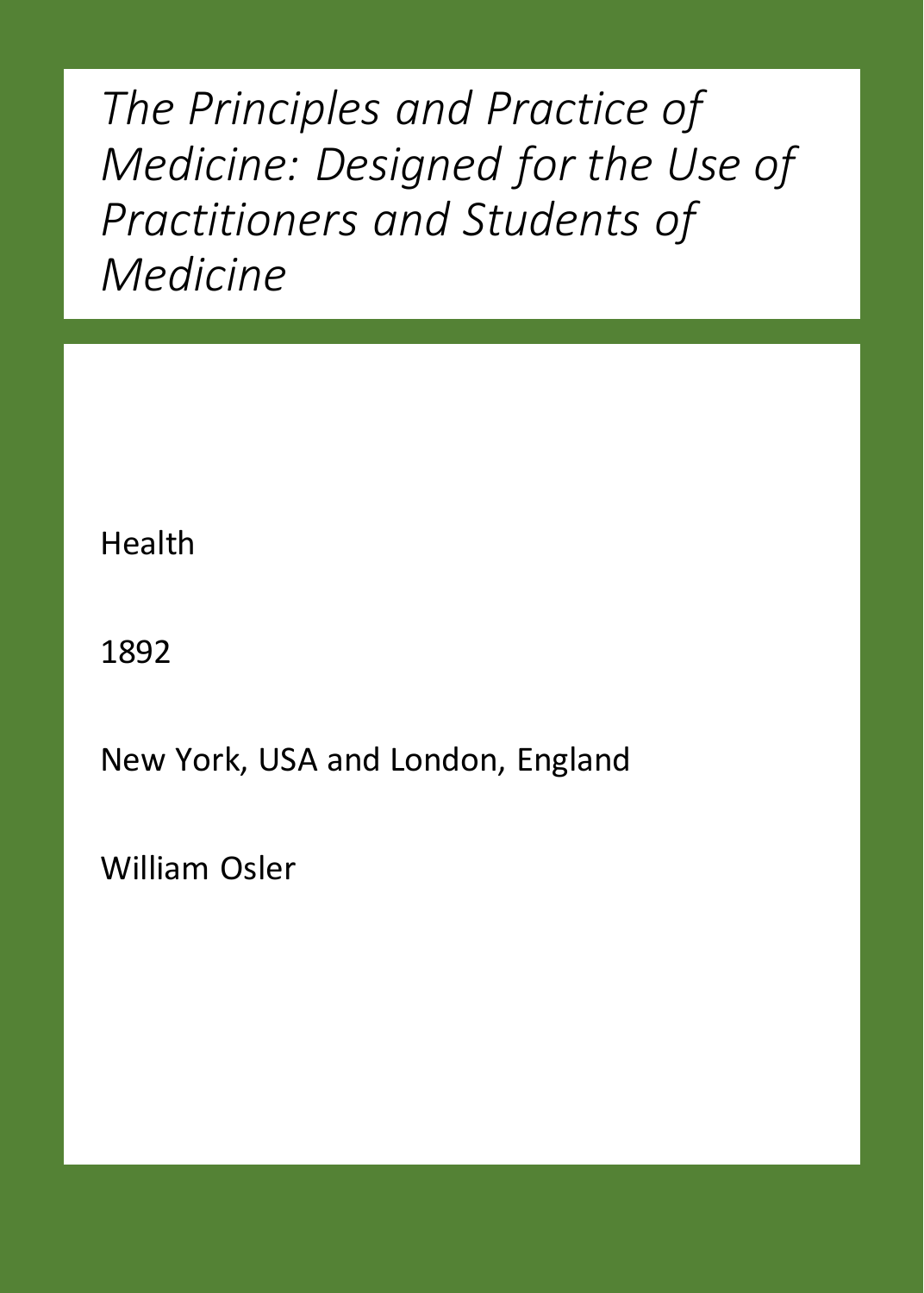*The Principles and Practice of Medicine: Designed for the Use of Practitioners and Students of Medicine*

Health

1892

New York, USA and London, England

William Osler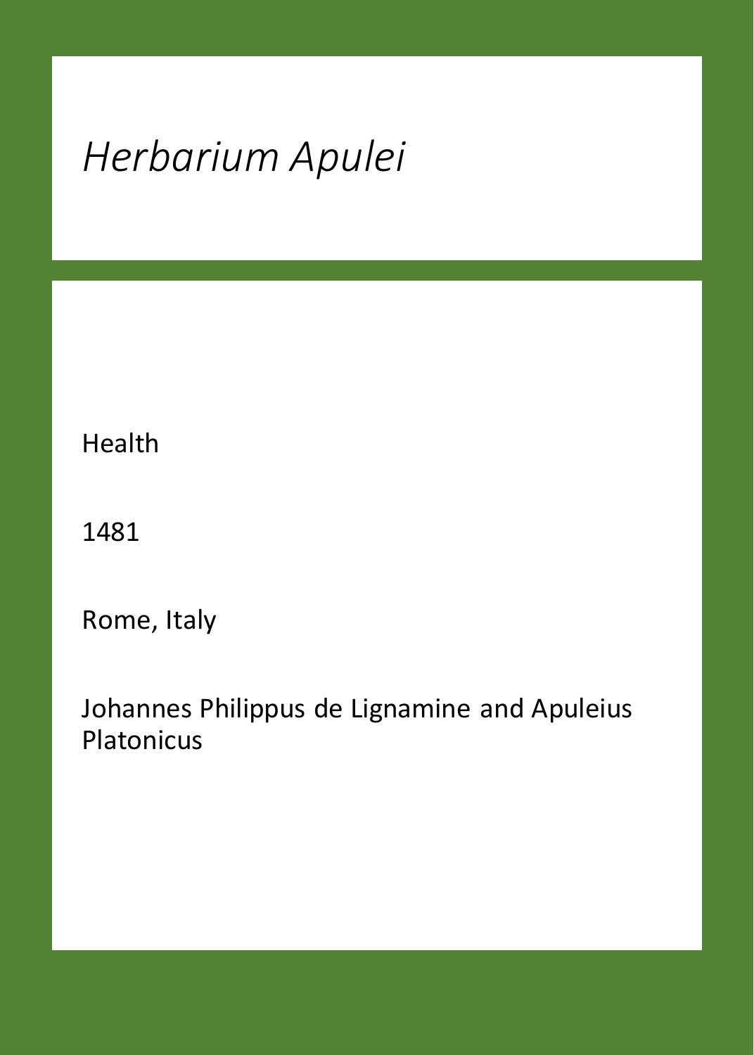# *Herbarium Apulei*

Health

1481

Rome, Italy

Johannes Philippus de Lignamine and Apuleius Platonicus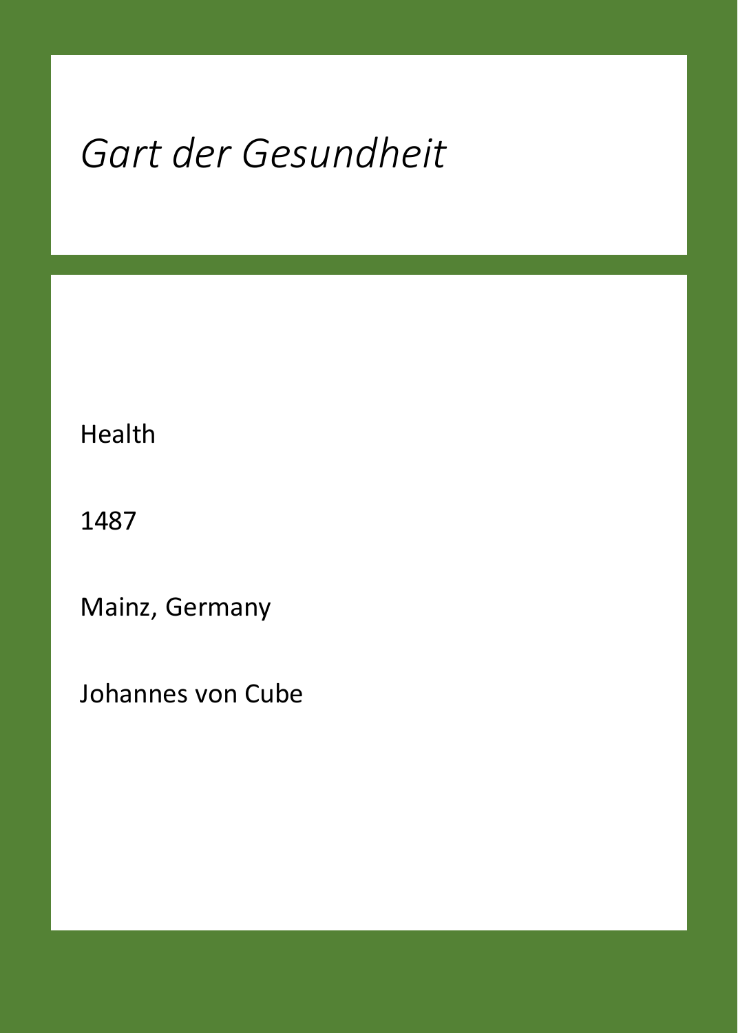# *Gart der Gesundheit*

Health

1487

Mainz, Germany

Johannes von Cube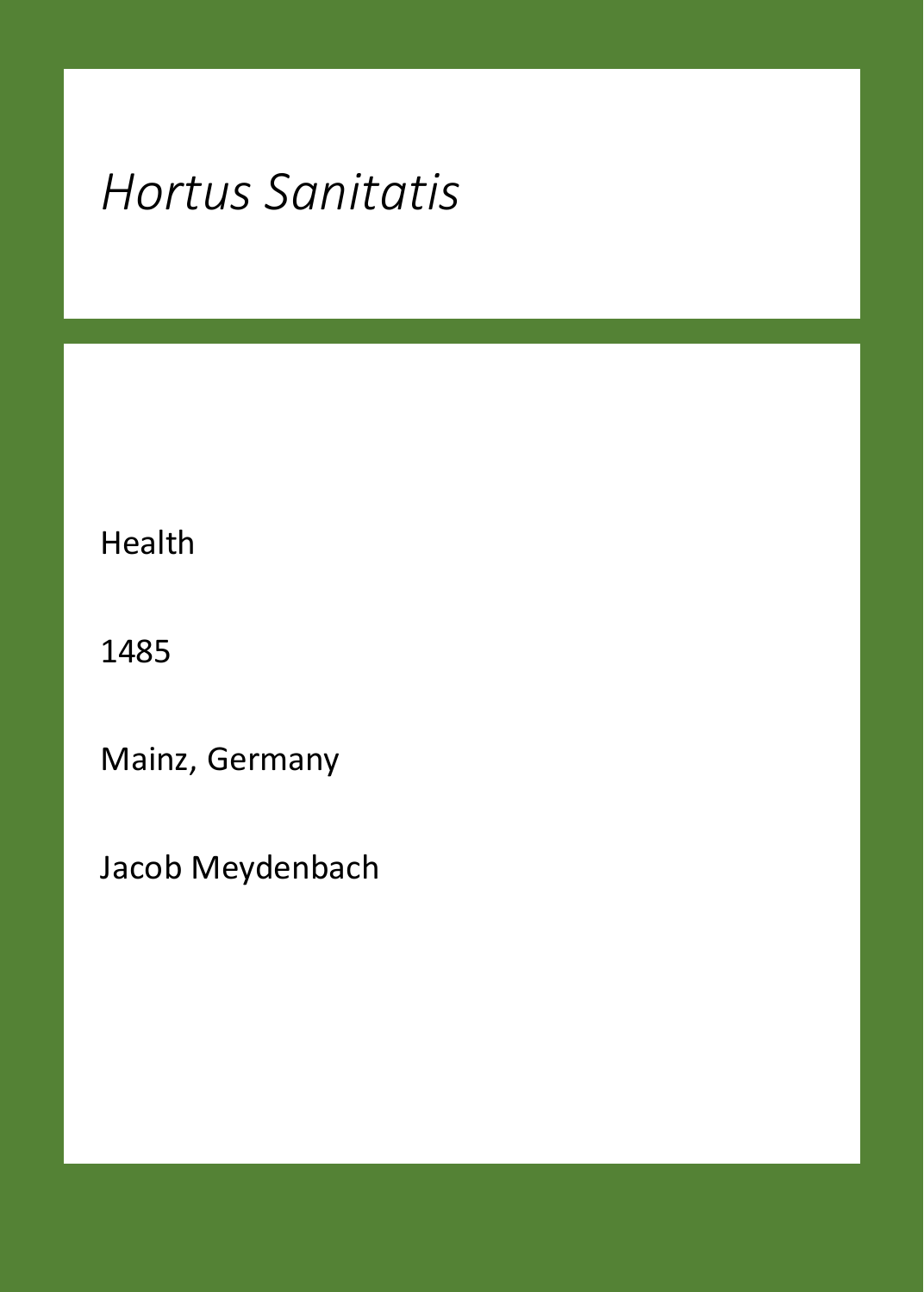# *Hortus Sanitatis*

Health

1485

Mainz, Germany

Jacob Meydenbach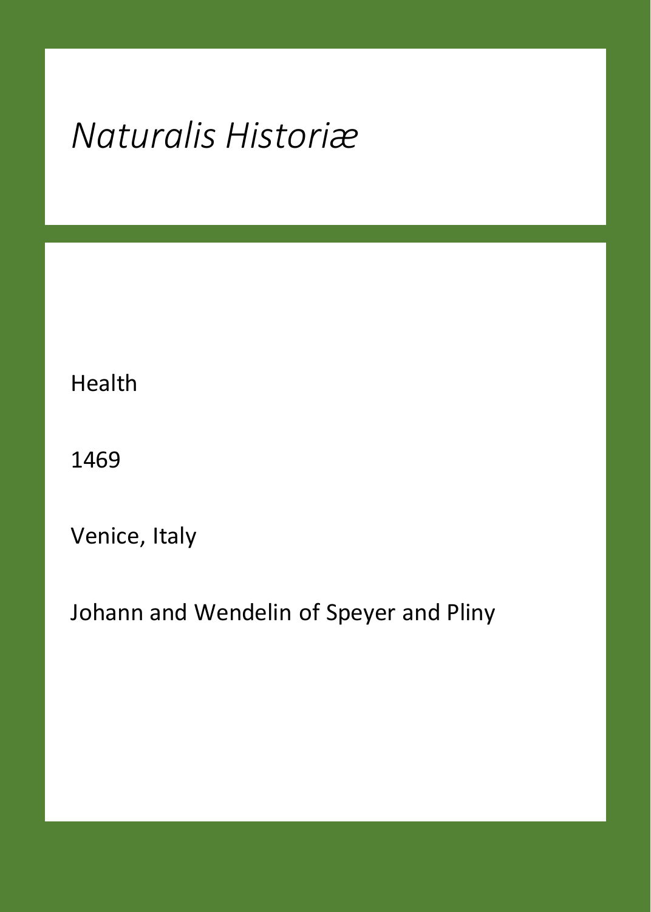# *Naturalis Historiæ*

Health

1469

Venice, Italy

Johann and Wendelin of Speyer and Pliny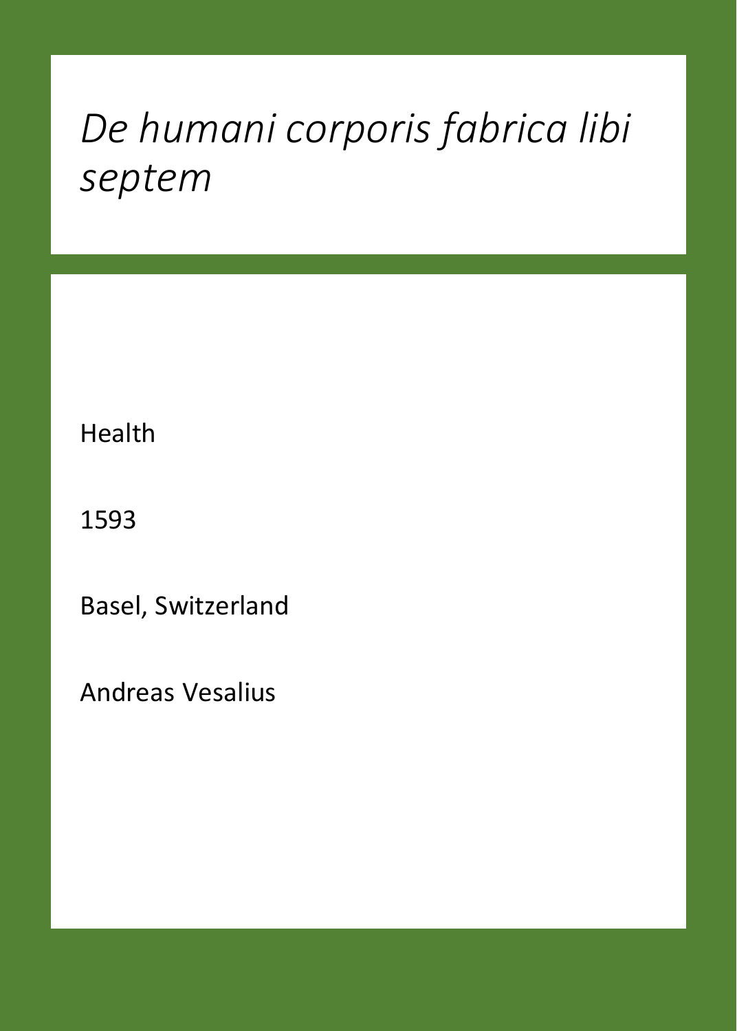# *De humani corporis fabrica libi septem*

Health

1593

Basel, Switzerland

Andreas Vesalius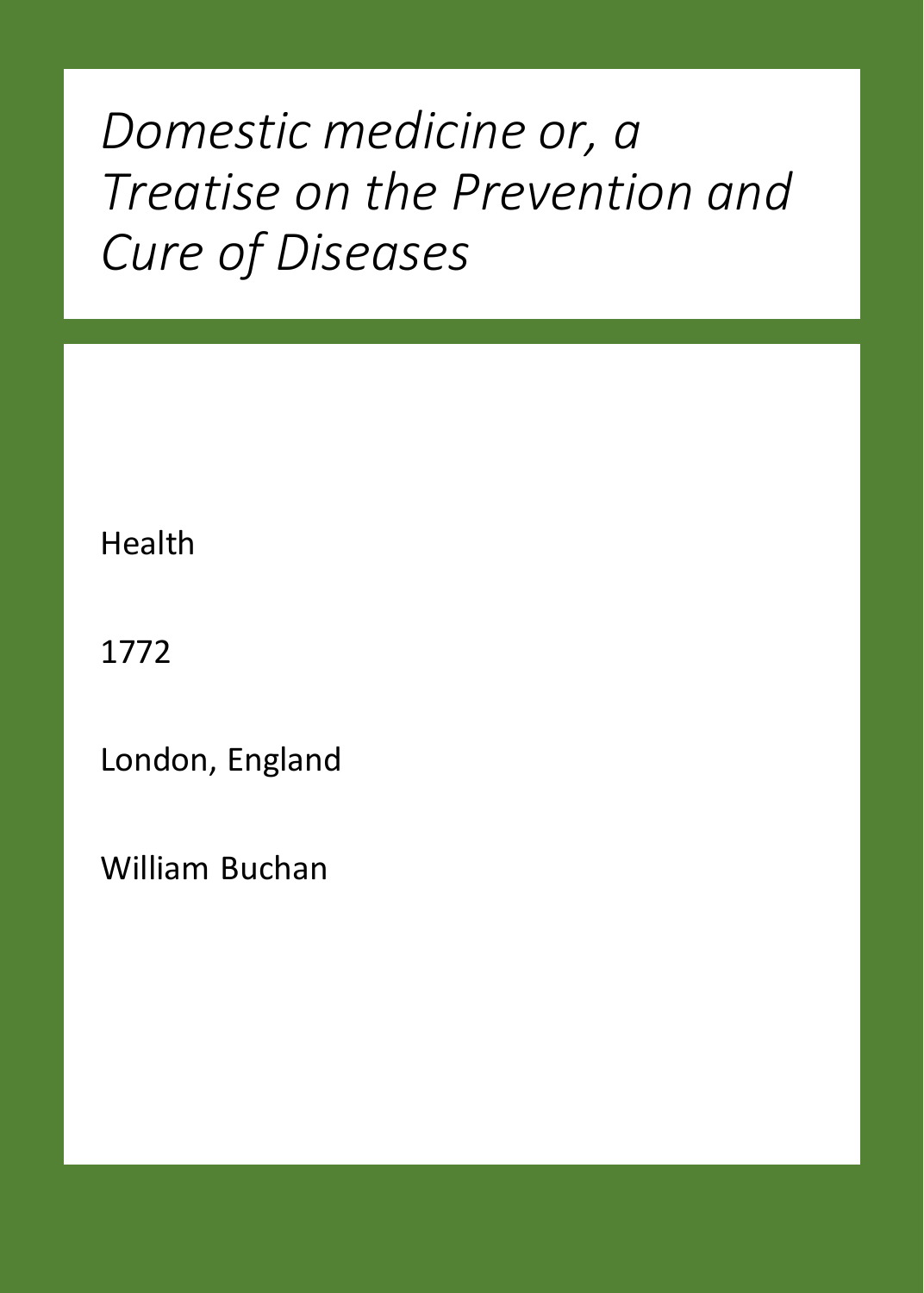# *Domestic medicine or, a Treatise on the Prevention and Cure of Diseases*

Health

1772

London, England

William Buchan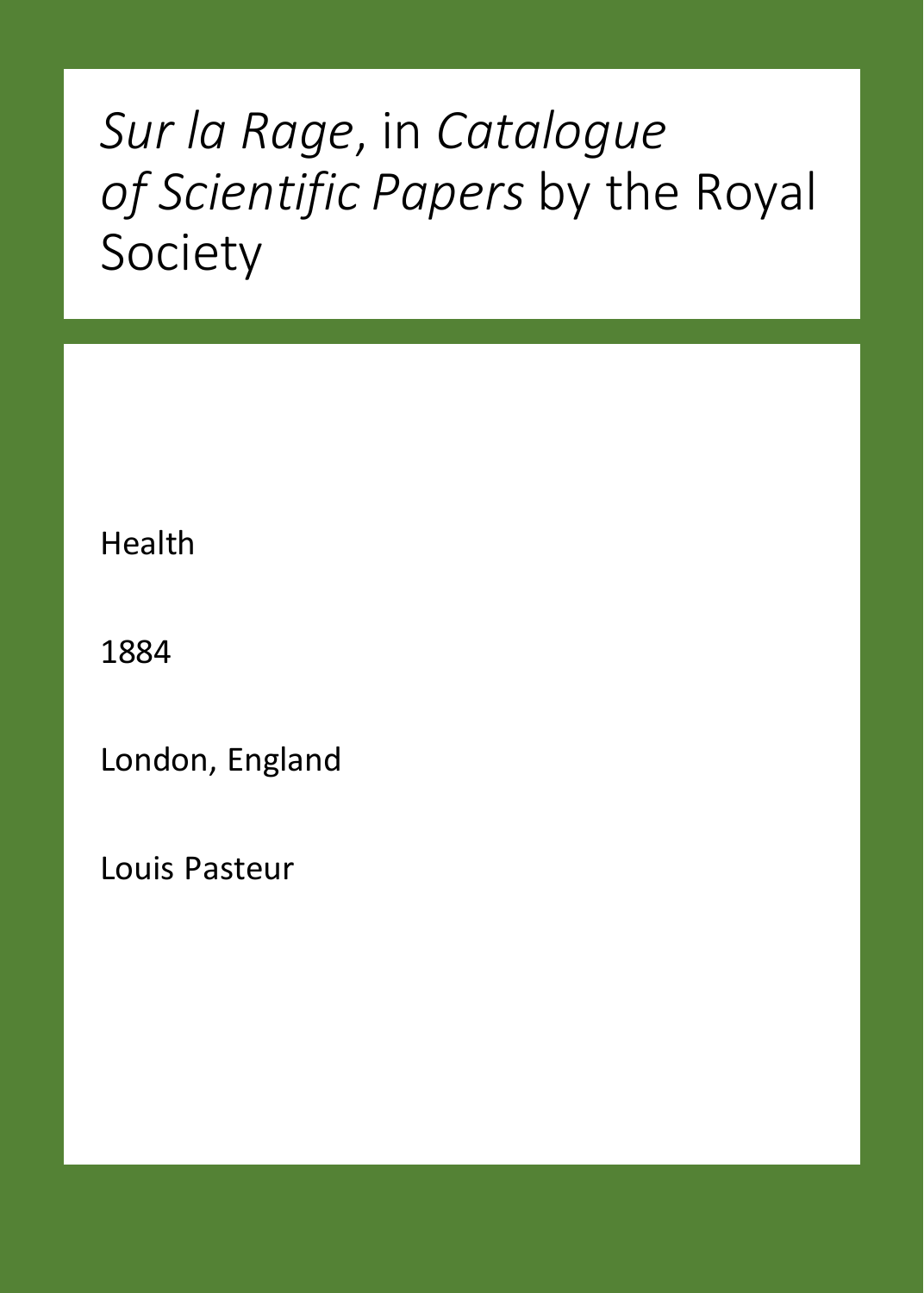# *Sur la Rage*, in *Catalogue of Scientific Papers* by the Royal Society

Health

1884

London, England

Louis Pasteur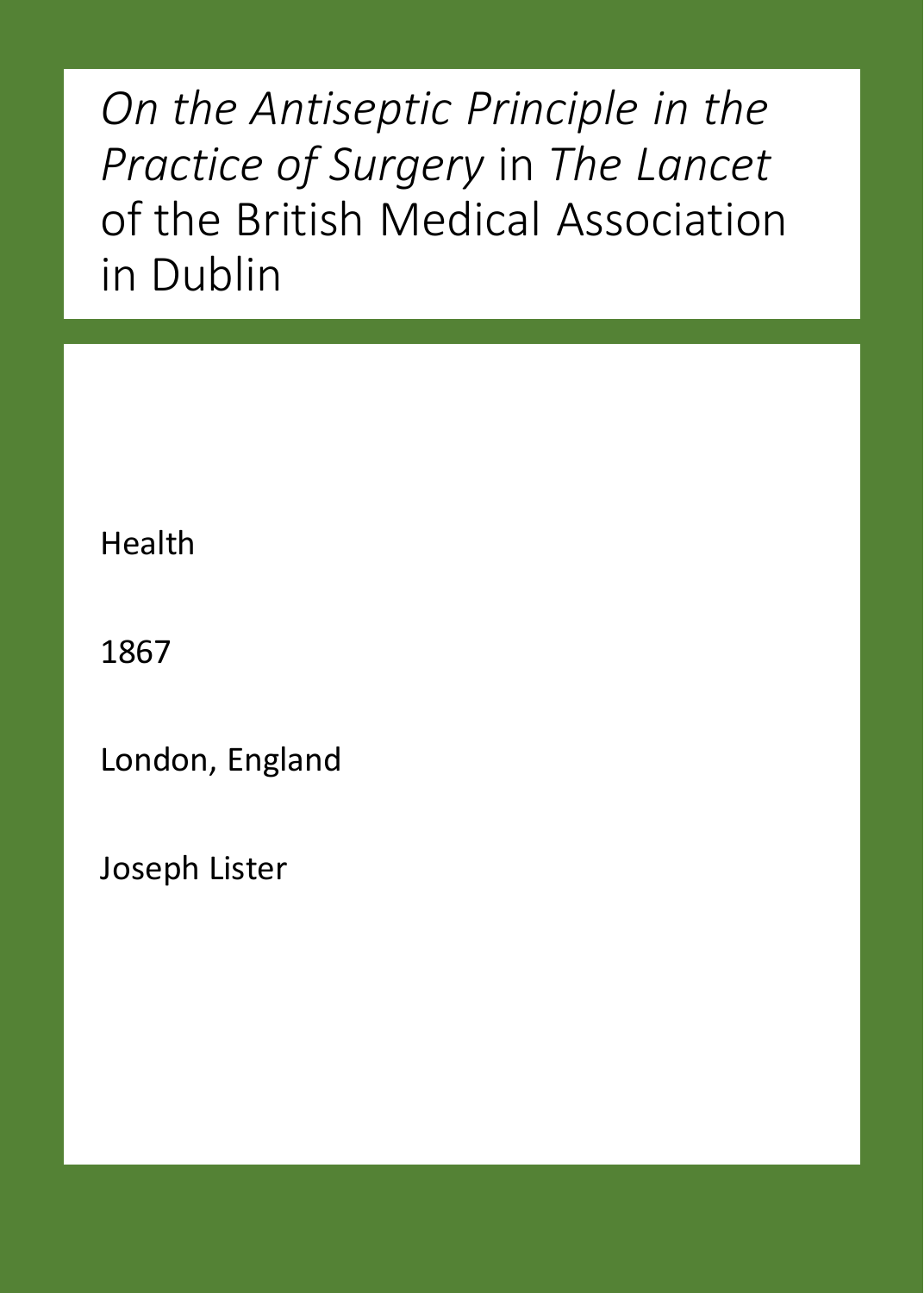*On the Antiseptic Principle in the Practice of Surgery* in *The Lancet* of the British Medical Association in Dublin

Health

1867

London, England

Joseph Lister